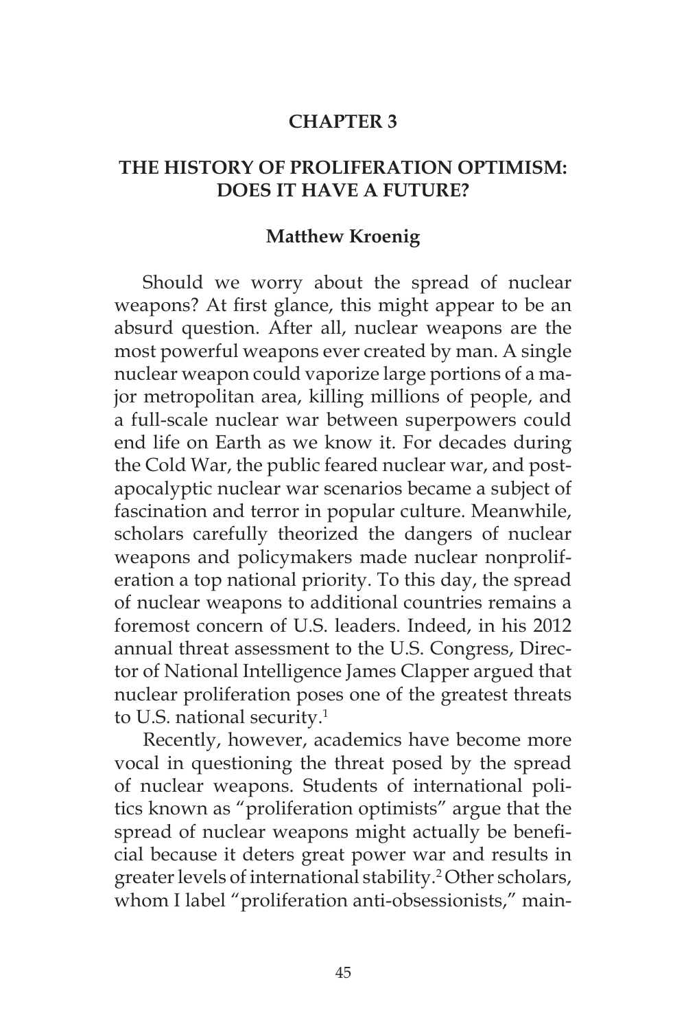# CHAPTER 3

## THE HISTORY OF PROLIFERATION OPTIMISM: DOES IT HAVE A FUTURE?

**Matthew Kroenig**

Should we worry about the spread of nuclear weapons? At first glance, this might appear to be an absurd question. After all, nuclear weapons are the most powerful weapons ever created by man. A single nuclear weapon could vaporize large portions of a major metropolitan area, killing millions of people, and a full-scale nuclear war between superpowers could end life on Earth as we know it. For decades during the Cold War, the public feared nuclear war, and post-apocalyptic nuclear war scenarios became a subject of fascination and terror in popular culture. Meanwhile, scholars carefully theorized the dangers of nuclear weapons and policymakers made nuclear nonproliferation a top national priority. To this day, the spread of nuclear weapons to additional countries remains a foremost concern of U.S. leaders. Indeed, in his 2012 annual threat assessment to the U.S. Congress, Director of National Intelligence James Clapper argued that nuclear proliferation poses one of the greatest threats to U.S. national security.[1]

Recently, however, academics have become more vocal in questioning the threat posed by the spread of nuclear weapons. Students of international politics known as "proliferation optimists" argue that the spread of nuclear weapons might actually be beneficial because it deters great power war and results in greater levels of international stability.[2] Other scholars, whom I label "proliferation anti-obsessionists," main-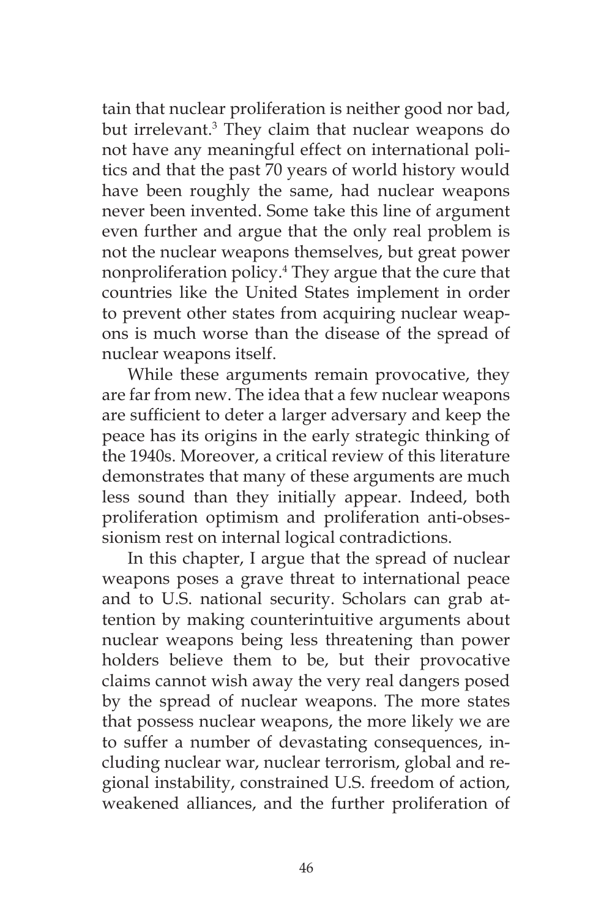tain that nuclear proliferation is neither good nor bad, but irrelevant.[3] They claim that nuclear weapons do not have any meaningful effect on international politics and that the past 70 years of world history would have been roughly the same, had nuclear weapons never been invented. Some take this line of argument even further and argue that the only real problem is not the nuclear weapons themselves, but great power nonproliferation policy.[4] They argue that the cure that countries like the United States implement in order to prevent other states from acquiring nuclear weapons is much worse than the disease of the spread of nuclear weapons itself.

While these arguments remain provocative, they are far from new. The idea that a few nuclear weapons are sufficient to deter a larger adversary and keep the peace has its origins in the early strategic thinking of the 1940s. Moreover, a critical review of this literature demonstrates that many of these arguments are much less sound than they initially appear. Indeed, both proliferation optimism and proliferation anti-obsessionism rest on internal logical contradictions.

In this chapter, I argue that the spread of nuclear weapons poses a grave threat to international peace and to U.S. national security. Scholars can grab attention by making counterintuitive arguments about nuclear weapons being less threatening than power holders believe them to be, but their provocative claims cannot wish away the very real dangers posed by the spread of nuclear weapons. The more states that possess nuclear weapons, the more likely we are to suffer a number of devastating consequences, including nuclear war, nuclear terrorism, global and regional instability, constrained U.S. freedom of action, weakened alliances, and the further proliferation of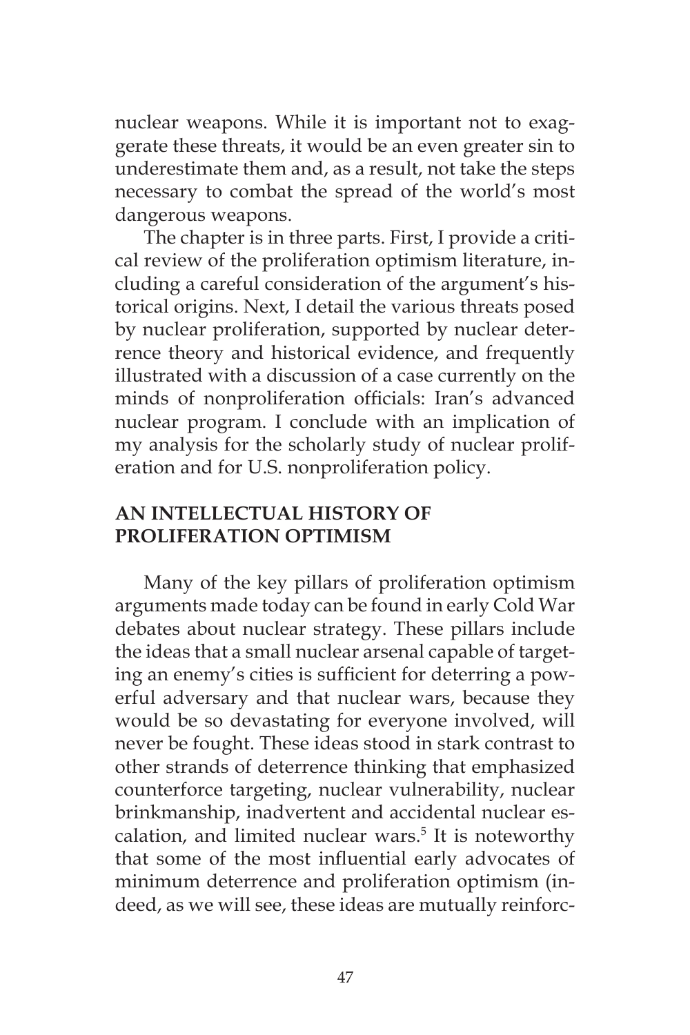nuclear weapons. While it is important not to exaggerate these threats, it would be an even greater sin to underestimate them and, as a result, not take the steps necessary to combat the spread of the world's most dangerous weapons.

The chapter is in three parts. First, I provide a critical review of the proliferation optimism literature, including a careful consideration of the argument's historical origins. Next, I detail the various threats posed by nuclear proliferation, supported by nuclear deterrence theory and historical evidence, and frequently illustrated with a discussion of a case currently on the minds of nonproliferation officials: Iran's advanced nuclear program. I conclude with an implication of my analysis for the scholarly study of nuclear proliferation and for U.S. nonproliferation policy.

## AN INTELLECTUAL HISTORY OF PROLIFERATION OPTIMISM

Many of the key pillars of proliferation optimism arguments made today can be found in early Cold War debates about nuclear strategy. These pillars include the ideas that a small nuclear arsenal capable of targeting an enemy's cities is sufficient for deterring a powerful adversary and that nuclear wars, because they would be so devastating for everyone involved, will never be fought. These ideas stood in stark contrast to other strands of deterrence thinking that emphasized counterforce targeting, nuclear vulnerability, nuclear brinkmanship, inadvertent and accidental nuclear escalation, and limited nuclear wars.[5] It is noteworthy that some of the most influential early advocates of minimum deterrence and proliferation optimism (indeed, as we will see, these ideas are mutually reinforc-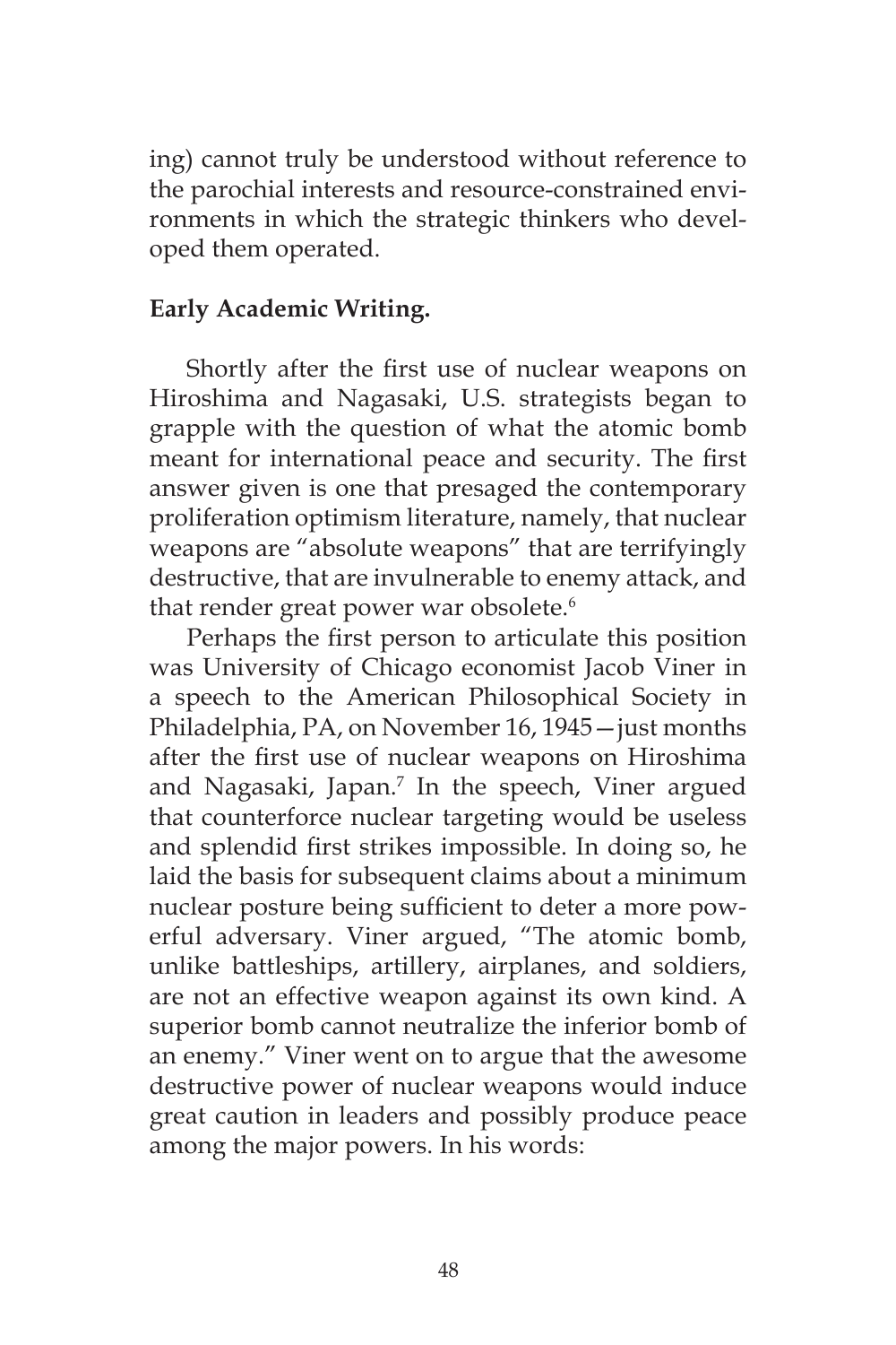ing) cannot truly be understood without reference to the parochial interests and resource-constrained environments in which the strategic thinkers who developed them operated.

**Early Academic Writing.**

Shortly after the first use of nuclear weapons on Hiroshima and Nagasaki, U.S. strategists began to grapple with the question of what the atomic bomb meant for international peace and security. The first answer given is one that presaged the contemporary proliferation optimism literature, namely, that nuclear weapons are "absolute weapons" that are terrifyingly destructive, that are invulnerable to enemy attack, and that render great power war obsolete.[6]

Perhaps the first person to articulate this position was University of Chicago economist Jacob Viner in a speech to the American Philosophical Society in Philadelphia, PA, on November 16, 1945—just months after the first use of nuclear weapons on Hiroshima and Nagasaki, Japan.[7] In the speech, Viner argued that counterforce nuclear targeting would be useless and splendid first strikes impossible. In doing so, he laid the basis for subsequent claims about a minimum nuclear posture being sufficient to deter a more powerful adversary. Viner argued, "The atomic bomb, unlike battleships, artillery, airplanes, and soldiers, are not an effective weapon against its own kind. A superior bomb cannot neutralize the inferior bomb of an enemy." Viner went on to argue that the awesome destructive power of nuclear weapons would induce great caution in leaders and possibly produce peace among the major powers. In his words: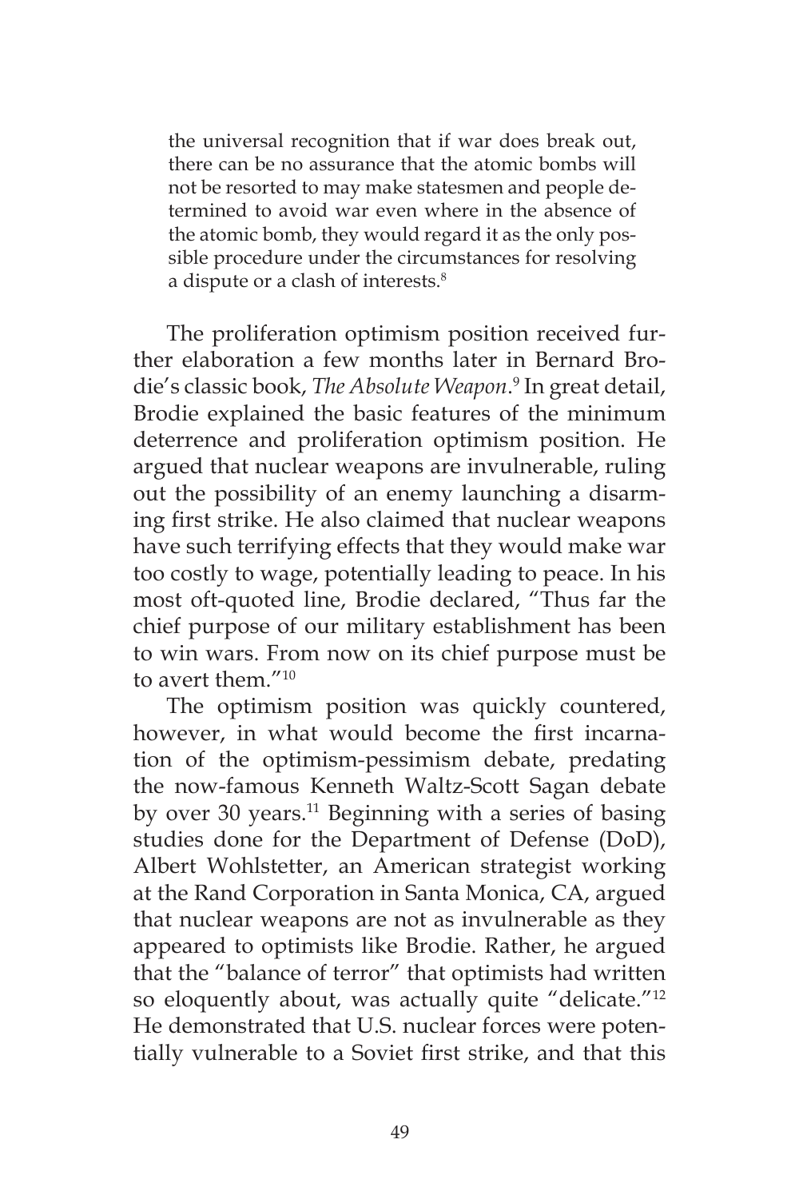> the universal recognition that if war does break out, there can be no assurance that the atomic bombs will not be resorted to may make statesmen and people determined to avoid war even where in the absence of the atomic bomb, they would regard it as the only possible procedure under the circumstances for resolving a dispute or a clash of interests.[8]

The proliferation optimism position received further elaboration a few months later in Bernard Brodie's classic book, *The Absolute Weapon*.[9] In great detail, Brodie explained the basic features of the minimum deterrence and proliferation optimism position. He argued that nuclear weapons are invulnerable, ruling out the possibility of an enemy launching a disarming first strike. He also claimed that nuclear weapons have such terrifying effects that they would make war too costly to wage, potentially leading to peace. In his most oft-quoted line, Brodie declared, "Thus far the chief purpose of our military establishment has been to win wars. From now on its chief purpose must be to avert them."[10]

The optimism position was quickly countered, however, in what would become the first incarnation of the optimism-pessimism debate, predating the now-famous Kenneth Waltz-Scott Sagan debate by over 30 years.[11] Beginning with a series of basing studies done for the Department of Defense (DoD), Albert Wohlstetter, an American strategist working at the Rand Corporation in Santa Monica, CA, argued that nuclear weapons are not as invulnerable as they appeared to optimists like Brodie. Rather, he argued that the "balance of terror" that optimists had written so eloquently about, was actually quite "delicate."[12] He demonstrated that U.S. nuclear forces were potentially vulnerable to a Soviet first strike, and that this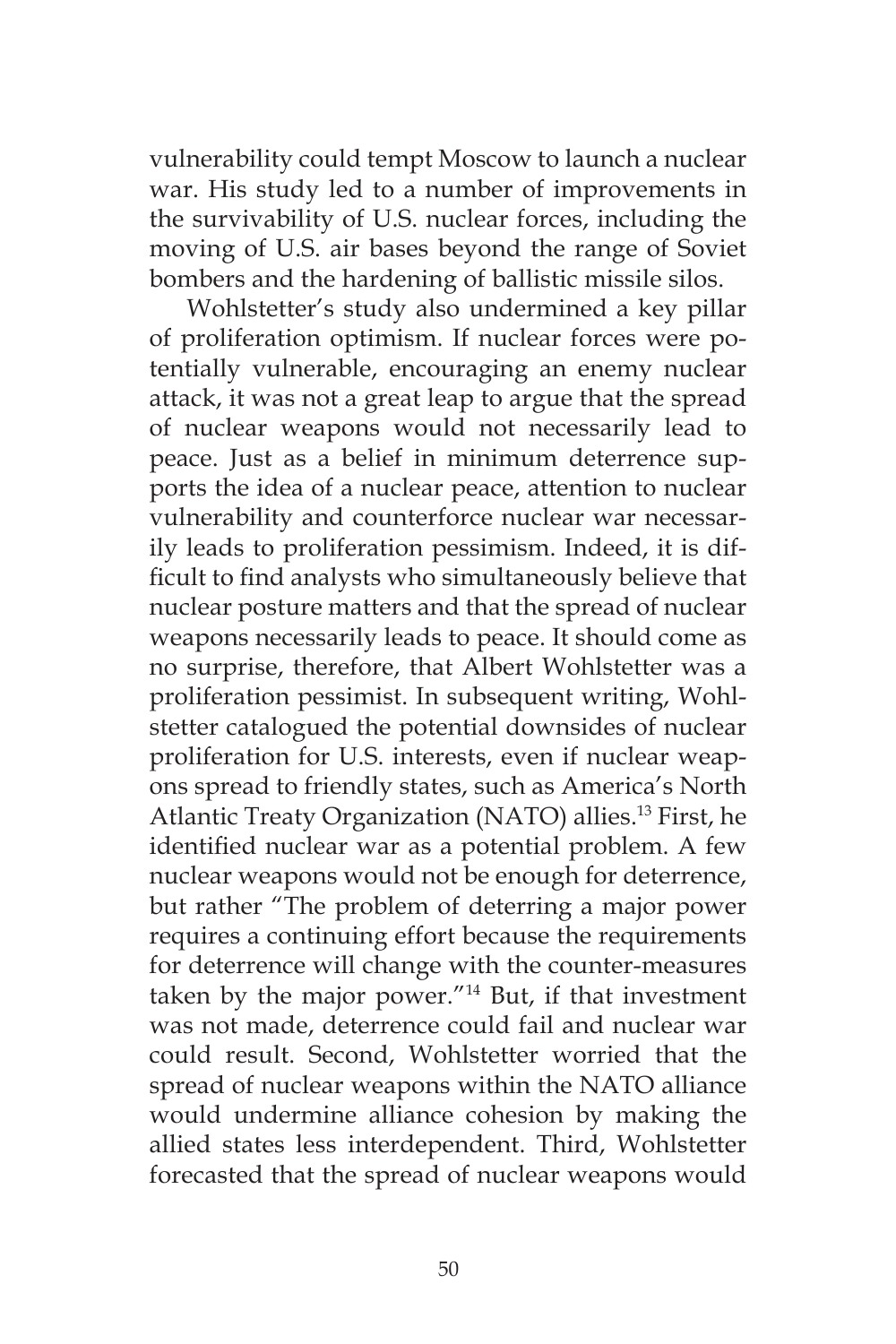vulnerability could tempt Moscow to launch a nuclear war. His study led to a number of improvements in the survivability of U.S. nuclear forces, including the moving of U.S. air bases beyond the range of Soviet bombers and the hardening of ballistic missile silos.

Wohlstetter's study also undermined a key pillar of proliferation optimism. If nuclear forces were potentially vulnerable, encouraging an enemy nuclear attack, it was not a great leap to argue that the spread of nuclear weapons would not necessarily lead to peace. Just as a belief in minimum deterrence supports the idea of a nuclear peace, attention to nuclear vulnerability and counterforce nuclear war necessarily leads to proliferation pessimism. Indeed, it is difficult to find analysts who simultaneously believe that nuclear posture matters and that the spread of nuclear weapons necessarily leads to peace. It should come as no surprise, therefore, that Albert Wohlstetter was a proliferation pessimist. In subsequent writing, Wohlstetter catalogued the potential downsides of nuclear proliferation for U.S. interests, even if nuclear weapons spread to friendly states, such as America's North Atlantic Treaty Organization (NATO) allies.[13] First, he identified nuclear war as a potential problem. A few nuclear weapons would not be enough for deterrence, but rather "The problem of deterring a major power requires a continuing effort because the requirements for deterrence will change with the counter-measures taken by the major power."[14] But, if that investment was not made, deterrence could fail and nuclear war could result. Second, Wohlstetter worried that the spread of nuclear weapons within the NATO alliance would undermine alliance cohesion by making the allied states less interdependent. Third, Wohlstetter forecasted that the spread of nuclear weapons would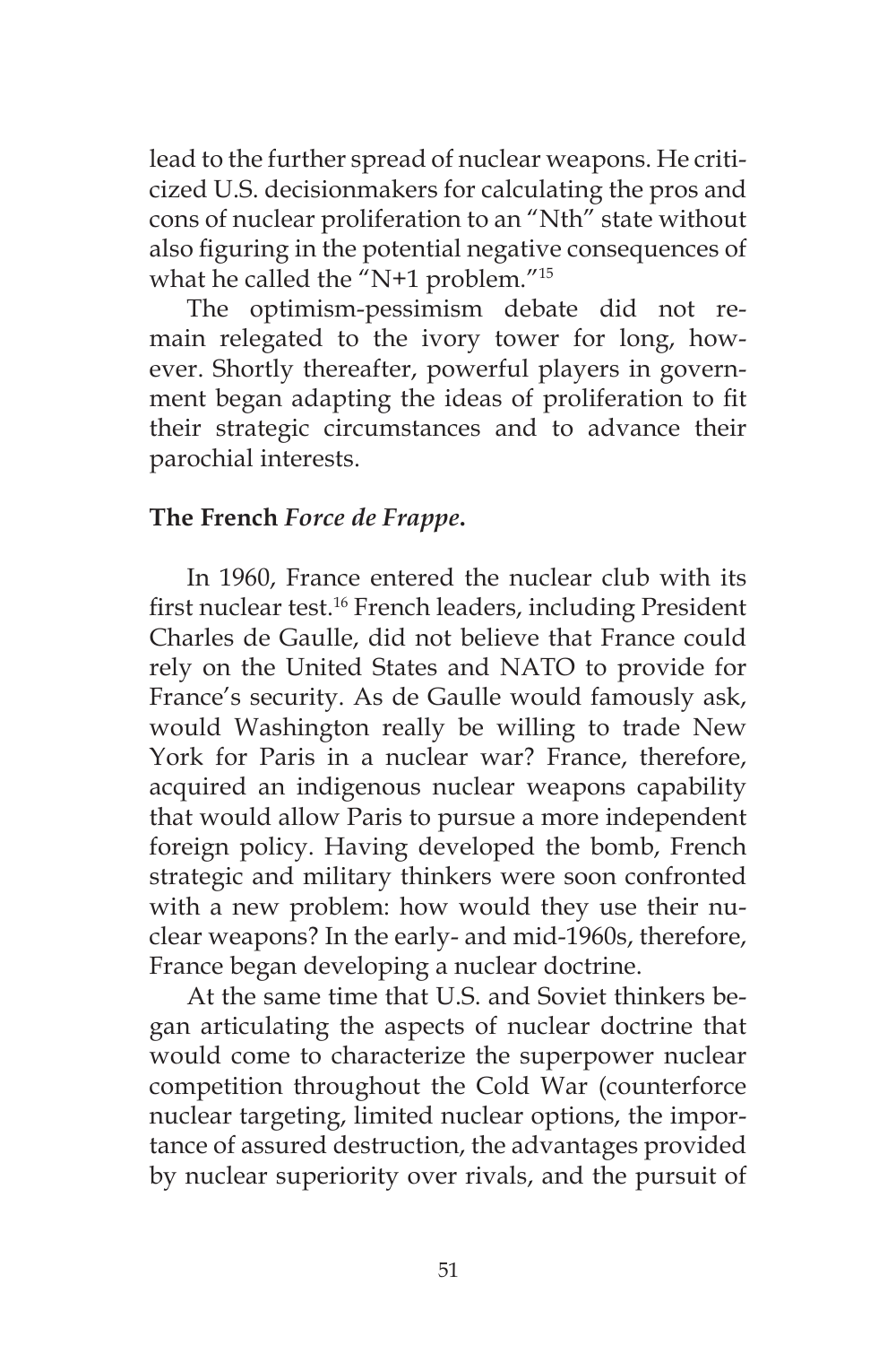lead to the further spread of nuclear weapons. He criticized U.S. decisionmakers for calculating the pros and cons of nuclear proliferation to an "Nth" state without also figuring in the potential negative consequences of what he called the "N+1 problem."[15]

The optimism-pessimism debate did not remain relegated to the ivory tower for long, however. Shortly thereafter, powerful players in government began adapting the ideas of proliferation to fit their strategic circumstances and to advance their parochial interests.

### The French *Force de Frappe*.

In 1960, France entered the nuclear club with its first nuclear test.[16] French leaders, including President Charles de Gaulle, did not believe that France could rely on the United States and NATO to provide for France's security. As de Gaulle would famously ask, would Washington really be willing to trade New York for Paris in a nuclear war? France, therefore, acquired an indigenous nuclear weapons capability that would allow Paris to pursue a more independent foreign policy. Having developed the bomb, French strategic and military thinkers were soon confronted with a new problem: how would they use their nuclear weapons? In the early- and mid-1960s, therefore, France began developing a nuclear doctrine.

At the same time that U.S. and Soviet thinkers began articulating the aspects of nuclear doctrine that would come to characterize the superpower nuclear competition throughout the Cold War (counterforce nuclear targeting, limited nuclear options, the importance of assured destruction, the advantages provided by nuclear superiority over rivals, and the pursuit of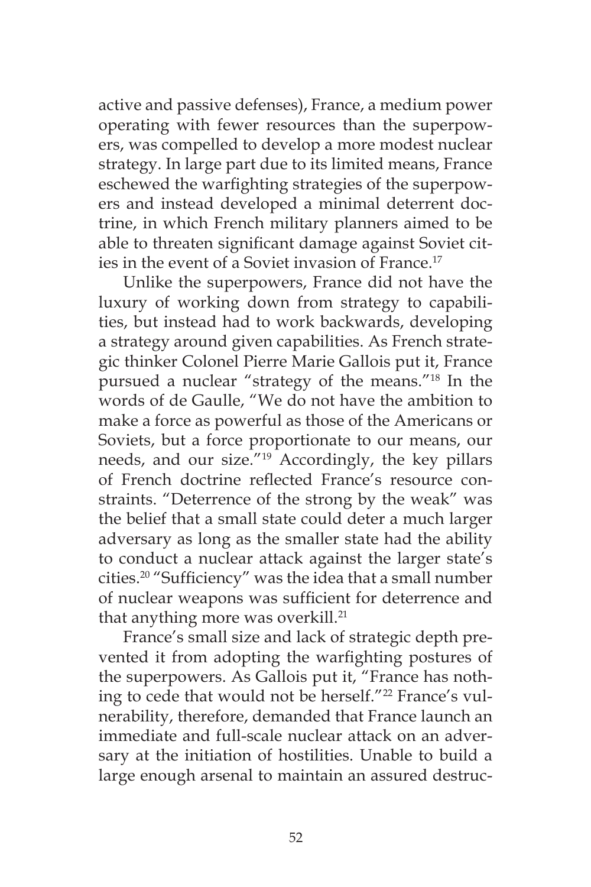active and passive defenses), France, a medium power operating with fewer resources than the superpowers, was compelled to develop a more modest nuclear strategy. In large part due to its limited means, France eschewed the warfighting strategies of the superpowers and instead developed a minimal deterrent doctrine, in which French military planners aimed to be able to threaten significant damage against Soviet cities in the event of a Soviet invasion of France.[17]

Unlike the superpowers, France did not have the luxury of working down from strategy to capabilities, but instead had to work backwards, developing a strategy around given capabilities. As French strategic thinker Colonel Pierre Marie Gallois put it, France pursued a nuclear "strategy of the means."[18] In the words of de Gaulle, "We do not have the ambition to make a force as powerful as those of the Americans or Soviets, but a force proportionate to our means, our needs, and our size."[19] Accordingly, the key pillars of French doctrine reflected France's resource constraints. "Deterrence of the strong by the weak" was the belief that a small state could deter a much larger adversary as long as the smaller state had the ability to conduct a nuclear attack against the larger state's cities.[20] "Sufficiency" was the idea that a small number of nuclear weapons was sufficient for deterrence and that anything more was overkill.[21]

France's small size and lack of strategic depth prevented it from adopting the warfighting postures of the superpowers. As Gallois put it, "France has nothing to cede that would not be herself."[22] France's vulnerability, therefore, demanded that France launch an immediate and full-scale nuclear attack on an adversary at the initiation of hostilities. Unable to build a large enough arsenal to maintain an assured destruc-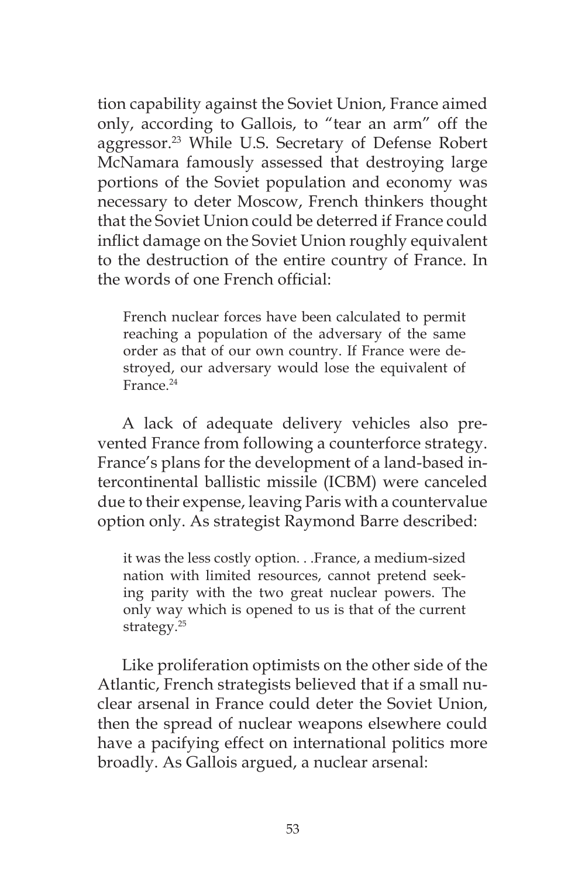tion capability against the Soviet Union, France aimed only, according to Gallois, to "tear an arm" off the aggressor.[23] While U.S. Secretary of Defense Robert McNamara famously assessed that destroying large portions of the Soviet population and economy was necessary to deter Moscow, French thinkers thought that the Soviet Union could be deterred if France could inflict damage on the Soviet Union roughly equivalent to the destruction of the entire country of France. In the words of one French official:

> French nuclear forces have been calculated to permit reaching a population of the adversary of the same order as that of our own country. If France were destroyed, our adversary would lose the equivalent of France.[24]

A lack of adequate delivery vehicles also prevented France from following a counterforce strategy. France's plans for the development of a land-based intercontinental ballistic missile (ICBM) were canceled due to their expense, leaving Paris with a countervalue option only. As strategist Raymond Barre described:

> it was the less costly option. . .France, a medium-sized nation with limited resources, cannot pretend seeking parity with the two great nuclear powers. The only way which is opened to us is that of the current strategy.[25]

Like proliferation optimists on the other side of the Atlantic, French strategists believed that if a small nuclear arsenal in France could deter the Soviet Union, then the spread of nuclear weapons elsewhere could have a pacifying effect on international politics more broadly. As Gallois argued, a nuclear arsenal: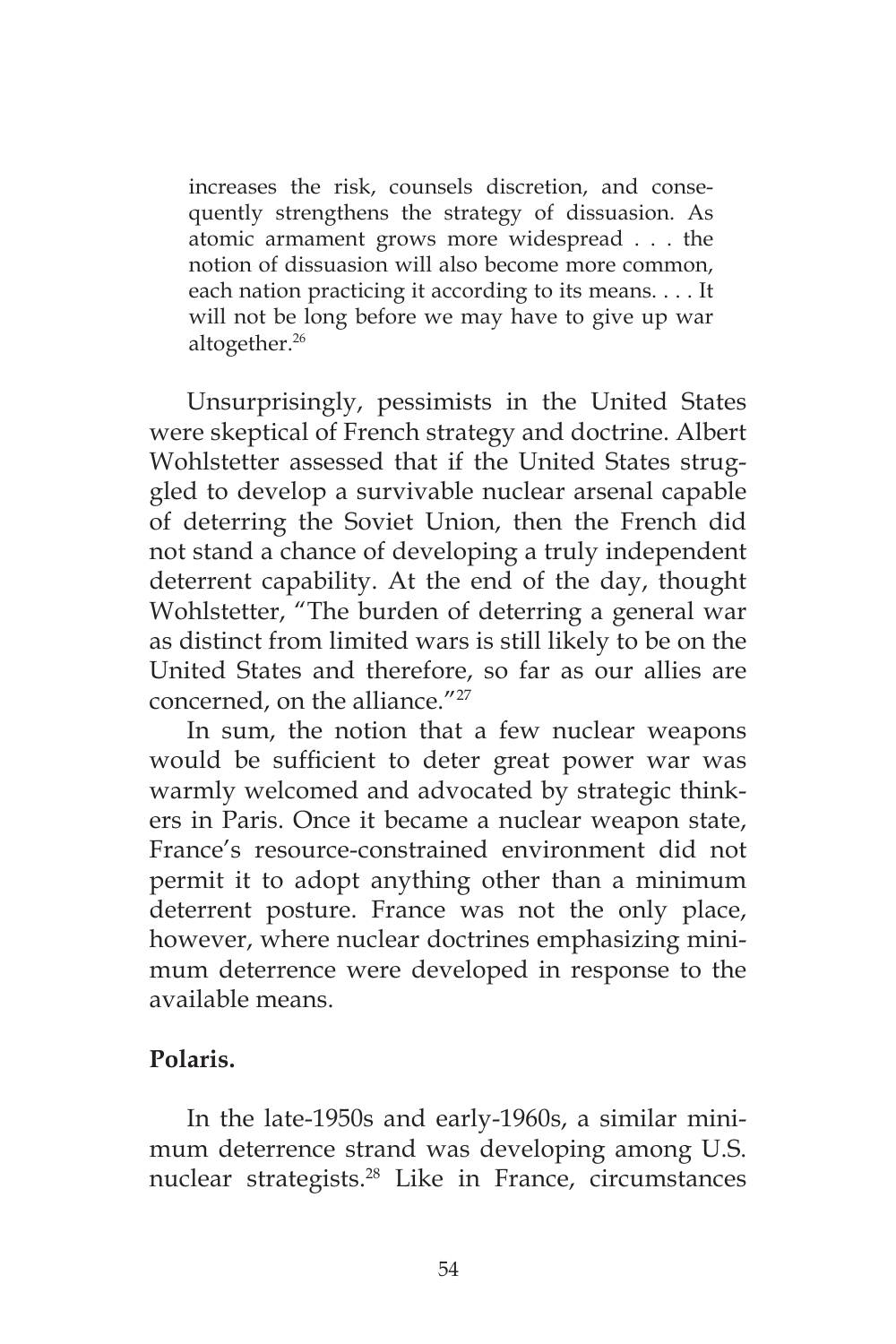> increases the risk, counsels discretion, and consequently strengthens the strategy of dissuasion. As atomic armament grows more widespread . . . the notion of dissuasion will also become more common, each nation practicing it according to its means. . . . It will not be long before we may have to give up war altogether.[26]

Unsurprisingly, pessimists in the United States were skeptical of French strategy and doctrine. Albert Wohlstetter assessed that if the United States struggled to develop a survivable nuclear arsenal capable of deterring the Soviet Union, then the French did not stand a chance of developing a truly independent deterrent capability. At the end of the day, thought Wohlstetter, "The burden of deterring a general war as distinct from limited wars is still likely to be on the United States and therefore, so far as our allies are concerned, on the alliance."[27]

In sum, the notion that a few nuclear weapons would be sufficient to deter great power war was warmly welcomed and advocated by strategic thinkers in Paris. Once it became a nuclear weapon state, France's resource-constrained environment did not permit it to adopt anything other than a minimum deterrent posture. France was not the only place, however, where nuclear doctrines emphasizing minimum deterrence were developed in response to the available means.

**Polaris.**

In the late-1950s and early-1960s, a similar minimum deterrence strand was developing among U.S. nuclear strategists.[28] Like in France, circumstances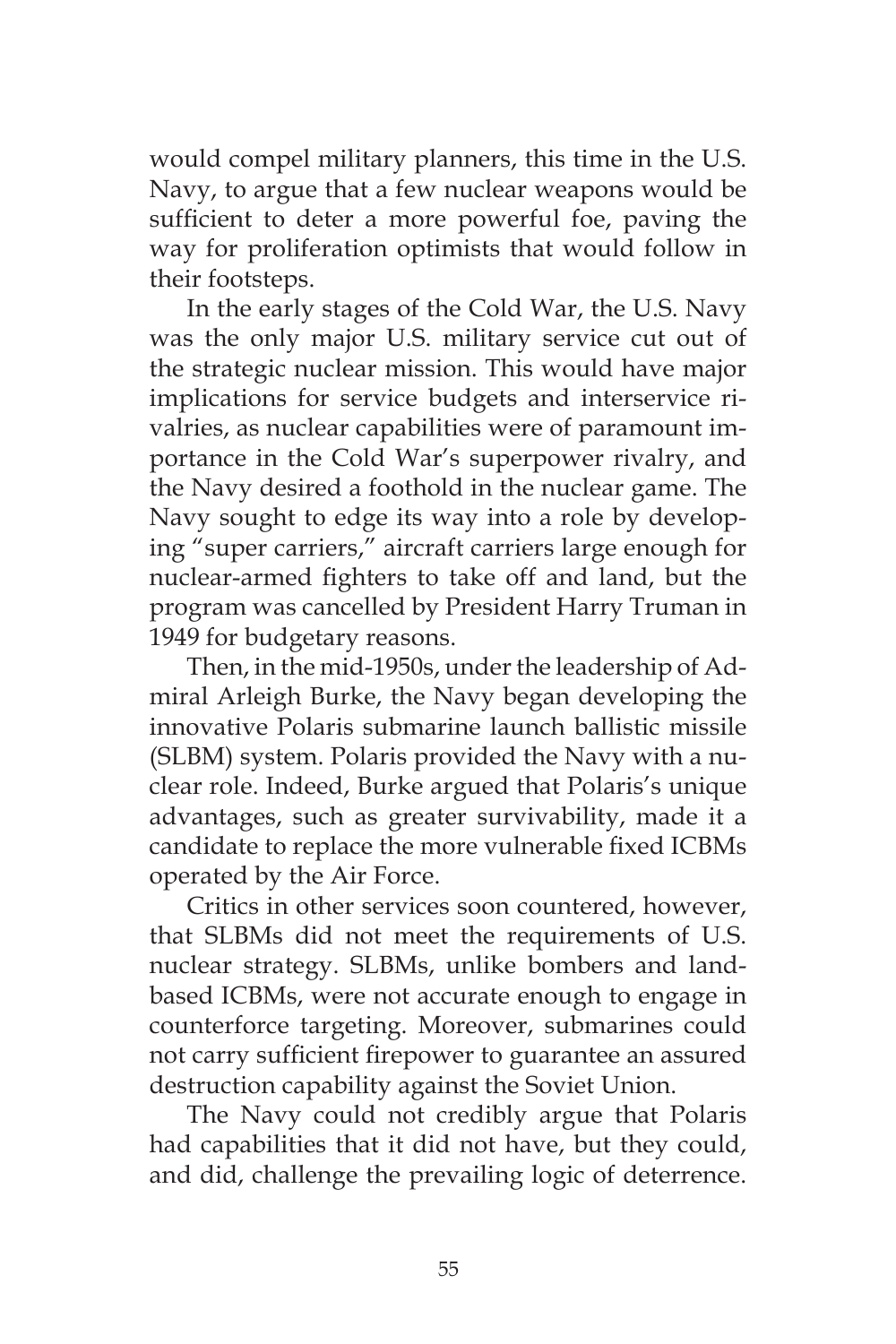would compel military planners, this time in the U.S. Navy, to argue that a few nuclear weapons would be sufficient to deter a more powerful foe, paving the way for proliferation optimists that would follow in their footsteps.

In the early stages of the Cold War, the U.S. Navy was the only major U.S. military service cut out of the strategic nuclear mission. This would have major implications for service budgets and interservice rivalries, as nuclear capabilities were of paramount importance in the Cold War's superpower rivalry, and the Navy desired a foothold in the nuclear game. The Navy sought to edge its way into a role by developing "super carriers," aircraft carriers large enough for nuclear-armed fighters to take off and land, but the program was cancelled by President Harry Truman in 1949 for budgetary reasons.

Then, in the mid-1950s, under the leadership of Admiral Arleigh Burke, the Navy began developing the innovative Polaris submarine launch ballistic missile (SLBM) system. Polaris provided the Navy with a nuclear role. Indeed, Burke argued that Polaris's unique advantages, such as greater survivability, made it a candidate to replace the more vulnerable fixed ICBMs operated by the Air Force.

Critics in other services soon countered, however, that SLBMs did not meet the requirements of U.S. nuclear strategy. SLBMs, unlike bombers and land-based ICBMs, were not accurate enough to engage in counterforce targeting. Moreover, submarines could not carry sufficient firepower to guarantee an assured destruction capability against the Soviet Union.

The Navy could not credibly argue that Polaris had capabilities that it did not have, but they could, and did, challenge the prevailing logic of deterrence.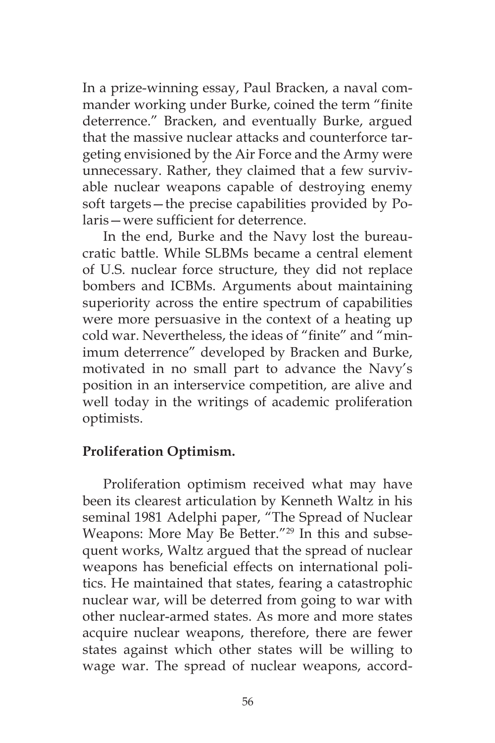In a prize-winning essay, Paul Bracken, a naval commander working under Burke, coined the term "finite deterrence." Bracken, and eventually Burke, argued that the massive nuclear attacks and counterforce targeting envisioned by the Air Force and the Army were unnecessary. Rather, they claimed that a few survivable nuclear weapons capable of destroying enemy soft targets—the precise capabilities provided by Polaris—were sufficient for deterrence.

In the end, Burke and the Navy lost the bureaucratic battle. While SLBMs became a central element of U.S. nuclear force structure, they did not replace bombers and ICBMs. Arguments about maintaining superiority across the entire spectrum of capabilities were more persuasive in the context of a heating up cold war. Nevertheless, the ideas of "finite" and "minimum deterrence" developed by Bracken and Burke, motivated in no small part to advance the Navy's position in an interservice competition, are alive and well today in the writings of academic proliferation optimists.

**Proliferation Optimism.**

Proliferation optimism received what may have been its clearest articulation by Kenneth Waltz in his seminal 1981 Adelphi paper, "The Spread of Nuclear Weapons: More May Be Better."[29] In this and subsequent works, Waltz argued that the spread of nuclear weapons has beneficial effects on international politics. He maintained that states, fearing a catastrophic nuclear war, will be deterred from going to war with other nuclear-armed states. As more and more states acquire nuclear weapons, therefore, there are fewer states against which other states will be willing to wage war. The spread of nuclear weapons, accord-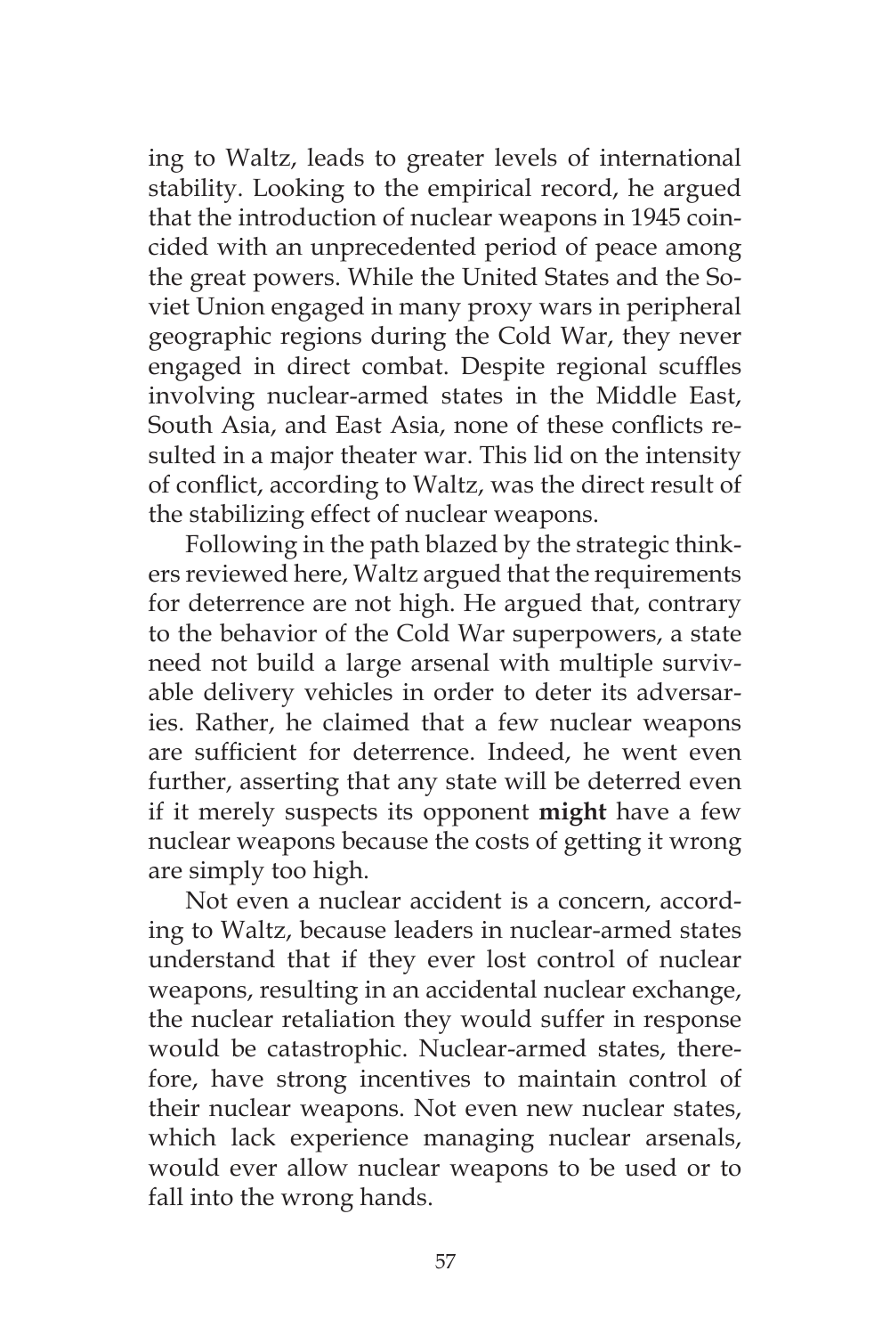ing to Waltz, leads to greater levels of international stability. Looking to the empirical record, he argued that the introduction of nuclear weapons in 1945 coincided with an unprecedented period of peace among the great powers. While the United States and the Soviet Union engaged in many proxy wars in peripheral geographic regions during the Cold War, they never engaged in direct combat. Despite regional scuffles involving nuclear-armed states in the Middle East, South Asia, and East Asia, none of these conflicts resulted in a major theater war. This lid on the intensity of conflict, according to Waltz, was the direct result of the stabilizing effect of nuclear weapons.

Following in the path blazed by the strategic thinkers reviewed here, Waltz argued that the requirements for deterrence are not high. He argued that, contrary to the behavior of the Cold War superpowers, a state need not build a large arsenal with multiple survivable delivery vehicles in order to deter its adversaries. Rather, he claimed that a few nuclear weapons are sufficient for deterrence. Indeed, he went even further, asserting that any state will be deterred even if it merely suspects its opponent **might** have a few nuclear weapons because the costs of getting it wrong are simply too high.

Not even a nuclear accident is a concern, according to Waltz, because leaders in nuclear-armed states understand that if they ever lost control of nuclear weapons, resulting in an accidental nuclear exchange, the nuclear retaliation they would suffer in response would be catastrophic. Nuclear-armed states, therefore, have strong incentives to maintain control of their nuclear weapons. Not even new nuclear states, which lack experience managing nuclear arsenals, would ever allow nuclear weapons to be used or to fall into the wrong hands.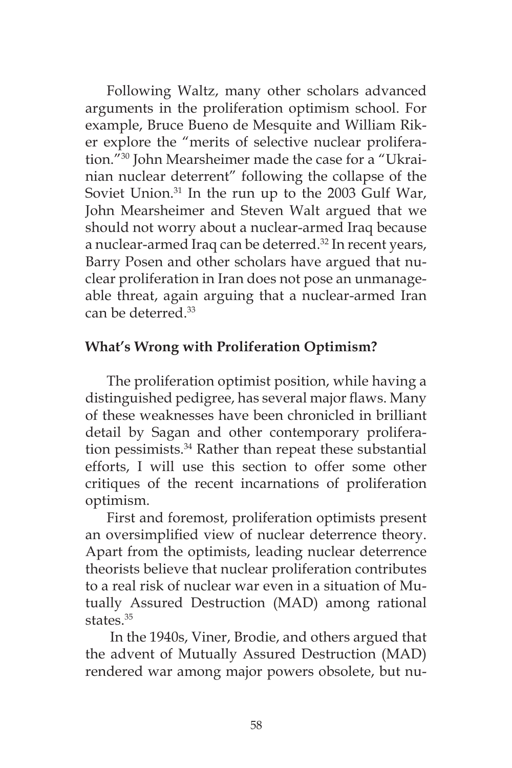Following Waltz, many other scholars advanced arguments in the proliferation optimism school. For example, Bruce Bueno de Mesquite and William Riker explore the "merits of selective nuclear proliferation."[30] John Mearsheimer made the case for a "Ukrainian nuclear deterrent" following the collapse of the Soviet Union.[31] In the run up to the 2003 Gulf War, John Mearsheimer and Steven Walt argued that we should not worry about a nuclear-armed Iraq because a nuclear-armed Iraq can be deterred.[32] In recent years, Barry Posen and other scholars have argued that nuclear proliferation in Iran does not pose an unmanageable threat, again arguing that a nuclear-armed Iran can be deterred.[33]

**What's Wrong with Proliferation Optimism?**

The proliferation optimist position, while having a distinguished pedigree, has several major flaws. Many of these weaknesses have been chronicled in brilliant detail by Sagan and other contemporary proliferation pessimists.[34] Rather than repeat these substantial efforts, I will use this section to offer some other critiques of the recent incarnations of proliferation optimism.

First and foremost, proliferation optimists present an oversimplified view of nuclear deterrence theory. Apart from the optimists, leading nuclear deterrence theorists believe that nuclear proliferation contributes to a real risk of nuclear war even in a situation of Mutually Assured Destruction (MAD) among rational states.[35]

In the 1940s, Viner, Brodie, and others argued that the advent of Mutually Assured Destruction (MAD) rendered war among major powers obsolete, but nu-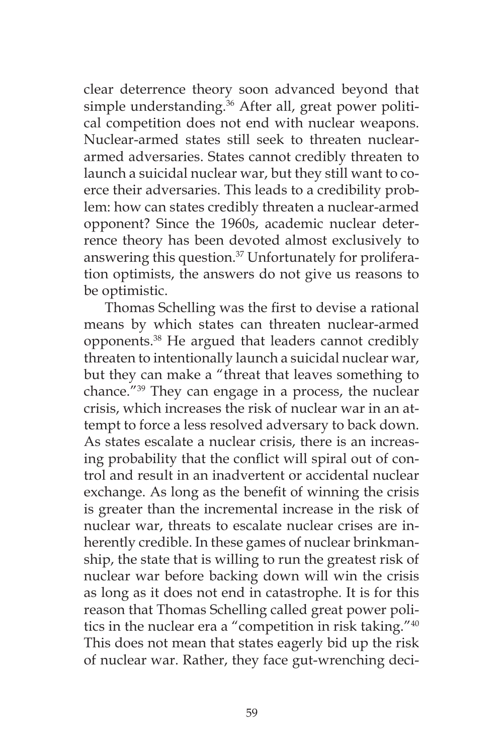clear deterrence theory soon advanced beyond that simple understanding.[36] After all, great power political competition does not end with nuclear weapons. Nuclear-armed states still seek to threaten nuclear-armed adversaries. States cannot credibly threaten to launch a suicidal nuclear war, but they still want to coerce their adversaries. This leads to a credibility problem: how can states credibly threaten a nuclear-armed opponent? Since the 1960s, academic nuclear deterrence theory has been devoted almost exclusively to answering this question.[37] Unfortunately for proliferation optimists, the answers do not give us reasons to be optimistic.

Thomas Schelling was the first to devise a rational means by which states can threaten nuclear-armed opponents.[38] He argued that leaders cannot credibly threaten to intentionally launch a suicidal nuclear war, but they can make a "threat that leaves something to chance."[39] They can engage in a process, the nuclear crisis, which increases the risk of nuclear war in an attempt to force a less resolved adversary to back down. As states escalate a nuclear crisis, there is an increasing probability that the conflict will spiral out of control and result in an inadvertent or accidental nuclear exchange. As long as the benefit of winning the crisis is greater than the incremental increase in the risk of nuclear war, threats to escalate nuclear crises are inherently credible. In these games of nuclear brinkmanship, the state that is willing to run the greatest risk of nuclear war before backing down will win the crisis as long as it does not end in catastrophe. It is for this reason that Thomas Schelling called great power politics in the nuclear era a "competition in risk taking."[40] This does not mean that states eagerly bid up the risk of nuclear war. Rather, they face gut-wrenching deci-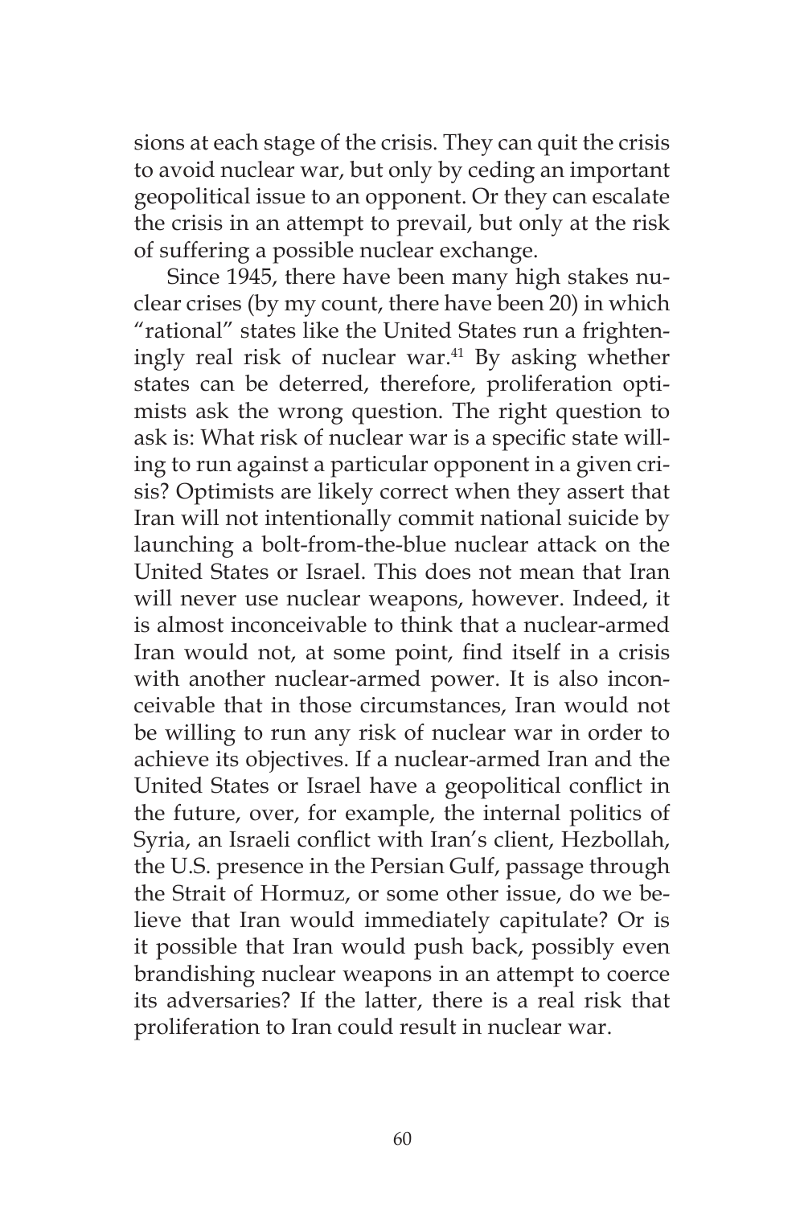sions at each stage of the crisis. They can quit the crisis to avoid nuclear war, but only by ceding an important geopolitical issue to an opponent. Or they can escalate the crisis in an attempt to prevail, but only at the risk of suffering a possible nuclear exchange.

Since 1945, there have been many high stakes nuclear crises (by my count, there have been 20) in which "rational" states like the United States run a frighteningly real risk of nuclear war.[41] By asking whether states can be deterred, therefore, proliferation optimists ask the wrong question. The right question to ask is: What risk of nuclear war is a specific state willing to run against a particular opponent in a given crisis? Optimists are likely correct when they assert that Iran will not intentionally commit national suicide by launching a bolt-from-the-blue nuclear attack on the United States or Israel. This does not mean that Iran will never use nuclear weapons, however. Indeed, it is almost inconceivable to think that a nuclear-armed Iran would not, at some point, find itself in a crisis with another nuclear-armed power. It is also inconceivable that in those circumstances, Iran would not be willing to run any risk of nuclear war in order to achieve its objectives. If a nuclear-armed Iran and the United States or Israel have a geopolitical conflict in the future, over, for example, the internal politics of Syria, an Israeli conflict with Iran's client, Hezbollah, the U.S. presence in the Persian Gulf, passage through the Strait of Hormuz, or some other issue, do we believe that Iran would immediately capitulate? Or is it possible that Iran would push back, possibly even brandishing nuclear weapons in an attempt to coerce its adversaries? If the latter, there is a real risk that proliferation to Iran could result in nuclear war.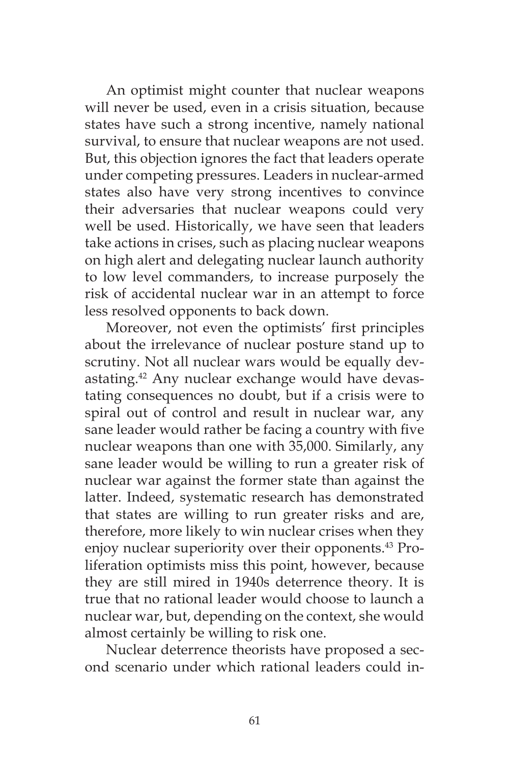An optimist might counter that nuclear weapons will never be used, even in a crisis situation, because states have such a strong incentive, namely national survival, to ensure that nuclear weapons are not used. But, this objection ignores the fact that leaders operate under competing pressures. Leaders in nuclear-armed states also have very strong incentives to convince their adversaries that nuclear weapons could very well be used. Historically, we have seen that leaders take actions in crises, such as placing nuclear weapons on high alert and delegating nuclear launch authority to low level commanders, to increase purposely the risk of accidental nuclear war in an attempt to force less resolved opponents to back down.

Moreover, not even the optimists' first principles about the irrelevance of nuclear posture stand up to scrutiny. Not all nuclear wars would be equally devastating.[42] Any nuclear exchange would have devastating consequences no doubt, but if a crisis were to spiral out of control and result in nuclear war, any sane leader would rather be facing a country with five nuclear weapons than one with 35,000. Similarly, any sane leader would be willing to run a greater risk of nuclear war against the former state than against the latter. Indeed, systematic research has demonstrated that states are willing to run greater risks and are, therefore, more likely to win nuclear crises when they enjoy nuclear superiority over their opponents.[43] Proliferation optimists miss this point, however, because they are still mired in 1940s deterrence theory. It is true that no rational leader would choose to launch a nuclear war, but, depending on the context, she would almost certainly be willing to risk one.

Nuclear deterrence theorists have proposed a second scenario under which rational leaders could in-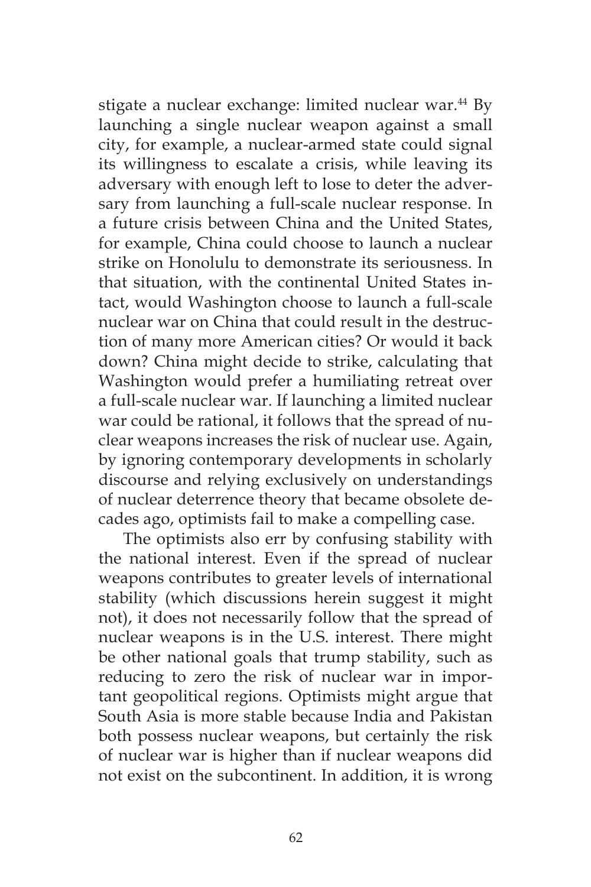stigate a nuclear exchange: limited nuclear war.[44] By launching a single nuclear weapon against a small city, for example, a nuclear-armed state could signal its willingness to escalate a crisis, while leaving its adversary with enough left to lose to deter the adversary from launching a full-scale nuclear response. In a future crisis between China and the United States, for example, China could choose to launch a nuclear strike on Honolulu to demonstrate its seriousness. In that situation, with the continental United States intact, would Washington choose to launch a full-scale nuclear war on China that could result in the destruction of many more American cities? Or would it back down? China might decide to strike, calculating that Washington would prefer a humiliating retreat over a full-scale nuclear war. If launching a limited nuclear war could be rational, it follows that the spread of nuclear weapons increases the risk of nuclear use. Again, by ignoring contemporary developments in scholarly discourse and relying exclusively on understandings of nuclear deterrence theory that became obsolete decades ago, optimists fail to make a compelling case.

The optimists also err by confusing stability with the national interest. Even if the spread of nuclear weapons contributes to greater levels of international stability (which discussions herein suggest it might not), it does not necessarily follow that the spread of nuclear weapons is in the U.S. interest. There might be other national goals that trump stability, such as reducing to zero the risk of nuclear war in important geopolitical regions. Optimists might argue that South Asia is more stable because India and Pakistan both possess nuclear weapons, but certainly the risk of nuclear war is higher than if nuclear weapons did not exist on the subcontinent. In addition, it is wrong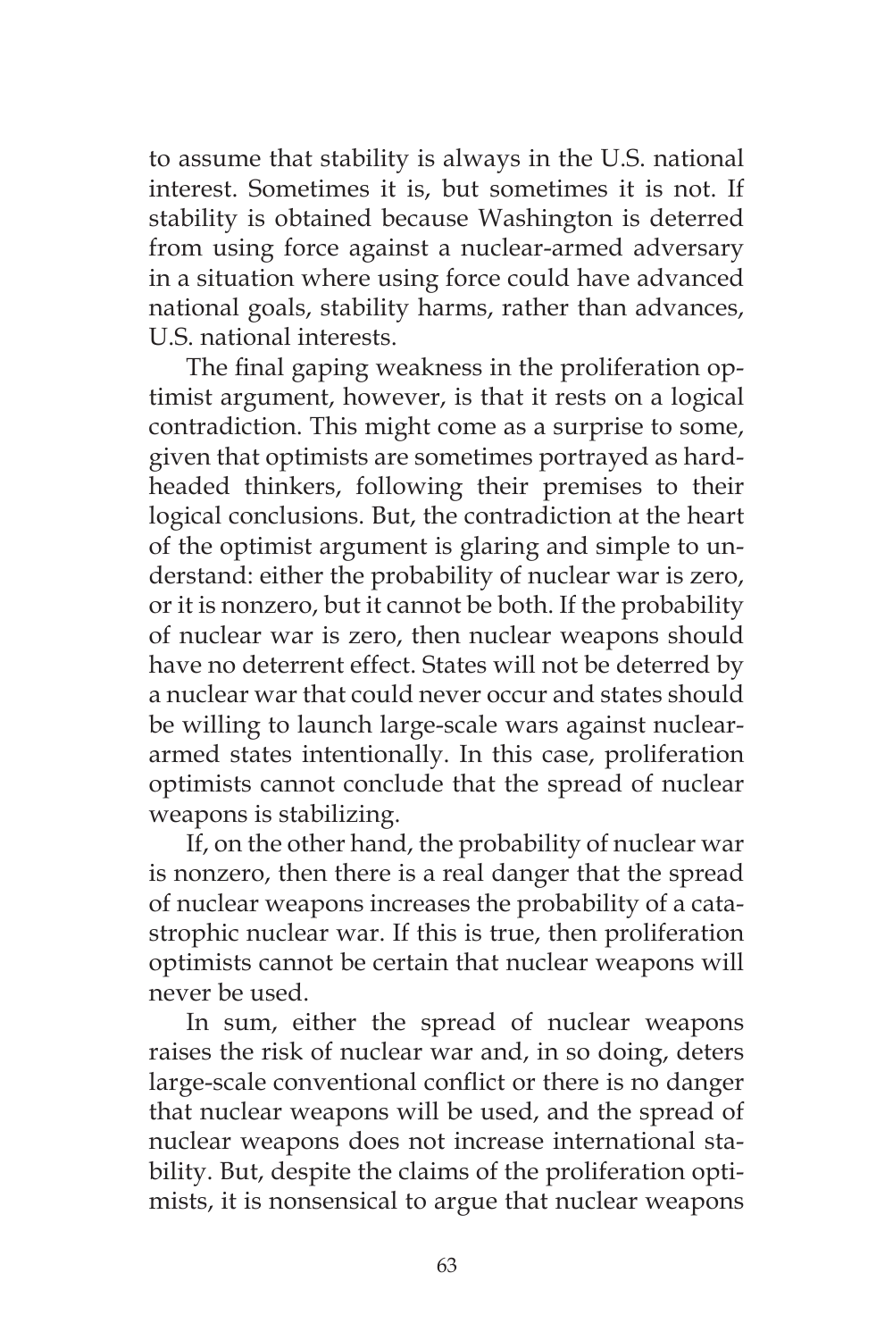to assume that stability is always in the U.S. national interest. Sometimes it is, but sometimes it is not. If stability is obtained because Washington is deterred from using force against a nuclear-armed adversary in a situation where using force could have advanced national goals, stability harms, rather than advances, U.S. national interests.

The final gaping weakness in the proliferation optimist argument, however, is that it rests on a logical contradiction. This might come as a surprise to some, given that optimists are sometimes portrayed as hard-headed thinkers, following their premises to their logical conclusions. But, the contradiction at the heart of the optimist argument is glaring and simple to understand: either the probability of nuclear war is zero, or it is nonzero, but it cannot be both. If the probability of nuclear war is zero, then nuclear weapons should have no deterrent effect. States will not be deterred by a nuclear war that could never occur and states should be willing to launch large-scale wars against nuclear-armed states intentionally. In this case, proliferation optimists cannot conclude that the spread of nuclear weapons is stabilizing.

If, on the other hand, the probability of nuclear war is nonzero, then there is a real danger that the spread of nuclear weapons increases the probability of a catastrophic nuclear war. If this is true, then proliferation optimists cannot be certain that nuclear weapons will never be used.

In sum, either the spread of nuclear weapons raises the risk of nuclear war and, in so doing, deters large-scale conventional conflict or there is no danger that nuclear weapons will be used, and the spread of nuclear weapons does not increase international stability. But, despite the claims of the proliferation optimists, it is nonsensical to argue that nuclear weapons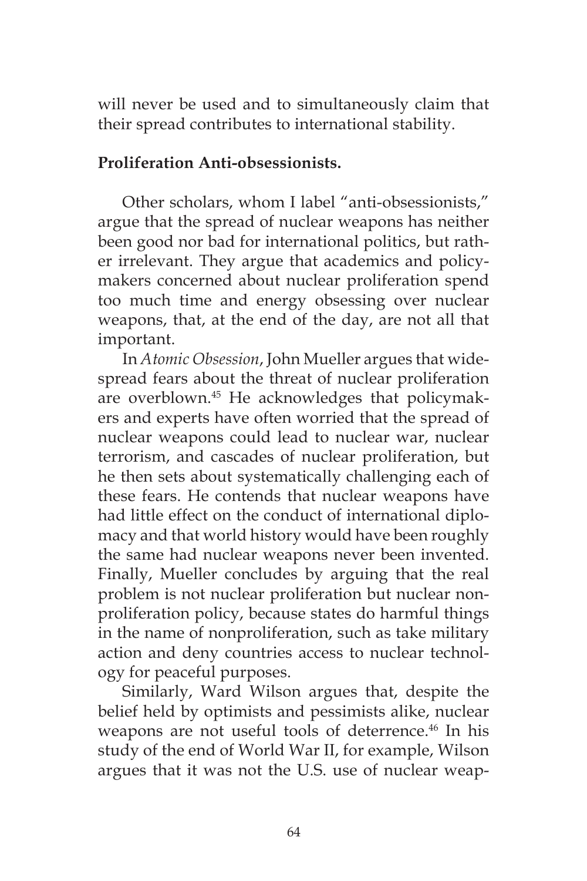will never be used and to simultaneously claim that their spread contributes to international stability.

**Proliferation Anti-obsessionists.**

Other scholars, whom I label "anti-obsessionists," argue that the spread of nuclear weapons has neither been good nor bad for international politics, but rather irrelevant. They argue that academics and policymakers concerned about nuclear proliferation spend too much time and energy obsessing over nuclear weapons, that, at the end of the day, are not all that important.

In *Atomic Obsession*, John Mueller argues that widespread fears about the threat of nuclear proliferation are overblown.[45] He acknowledges that policymakers and experts have often worried that the spread of nuclear weapons could lead to nuclear war, nuclear terrorism, and cascades of nuclear proliferation, but he then sets about systematically challenging each of these fears. He contends that nuclear weapons have had little effect on the conduct of international diplomacy and that world history would have been roughly the same had nuclear weapons never been invented. Finally, Mueller concludes by arguing that the real problem is not nuclear proliferation but nuclear nonproliferation policy, because states do harmful things in the name of nonproliferation, such as take military action and deny countries access to nuclear technology for peaceful purposes.

Similarly, Ward Wilson argues that, despite the belief held by optimists and pessimists alike, nuclear weapons are not useful tools of deterrence.[46] In his study of the end of World War II, for example, Wilson argues that it was not the U.S. use of nuclear weap-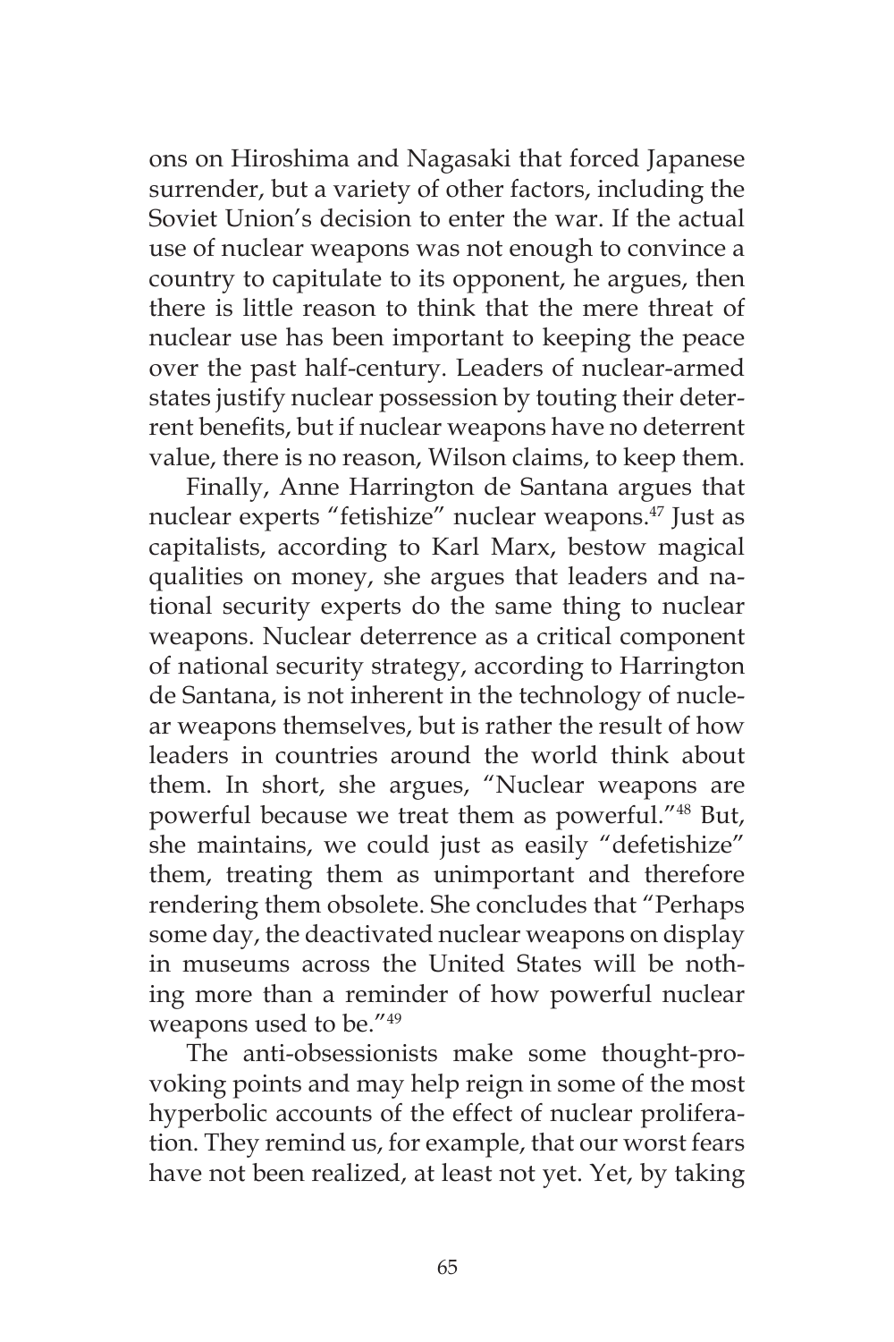ons on Hiroshima and Nagasaki that forced Japanese surrender, but a variety of other factors, including the Soviet Union's decision to enter the war. If the actual use of nuclear weapons was not enough to convince a country to capitulate to its opponent, he argues, then there is little reason to think that the mere threat of nuclear use has been important to keeping the peace over the past half-century. Leaders of nuclear-armed states justify nuclear possession by touting their deterrent benefits, but if nuclear weapons have no deterrent value, there is no reason, Wilson claims, to keep them.

Finally, Anne Harrington de Santana argues that nuclear experts "fetishize" nuclear weapons.[47] Just as capitalists, according to Karl Marx, bestow magical qualities on money, she argues that leaders and national security experts do the same thing to nuclear weapons. Nuclear deterrence as a critical component of national security strategy, according to Harrington de Santana, is not inherent in the technology of nuclear weapons themselves, but is rather the result of how leaders in countries around the world think about them. In short, she argues, "Nuclear weapons are powerful because we treat them as powerful."[48] But, she maintains, we could just as easily "defetishize" them, treating them as unimportant and therefore rendering them obsolete. She concludes that "Perhaps some day, the deactivated nuclear weapons on display in museums across the United States will be nothing more than a reminder of how powerful nuclear weapons used to be."[49]

The anti-obsessionists make some thought-provoking points and may help reign in some of the most hyperbolic accounts of the effect of nuclear proliferation. They remind us, for example, that our worst fears have not been realized, at least not yet. Yet, by taking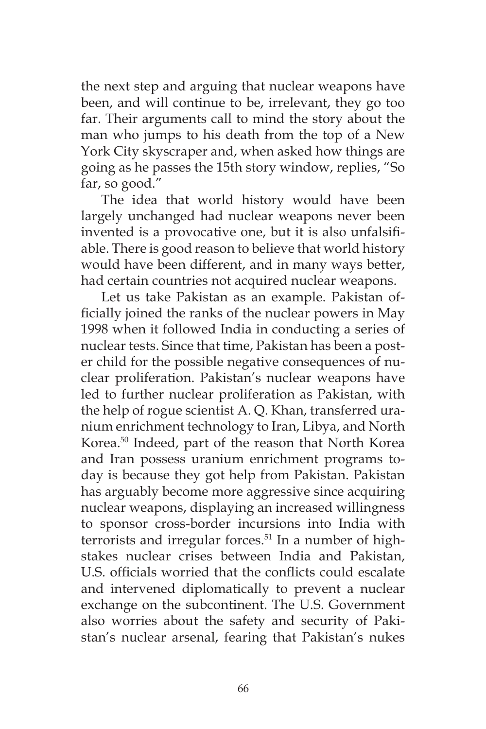the next step and arguing that nuclear weapons have been, and will continue to be, irrelevant, they go too far. Their arguments call to mind the story about the man who jumps to his death from the top of a New York City skyscraper and, when asked how things are going as he passes the 15th story window, replies, "So far, so good."

The idea that world history would have been largely unchanged had nuclear weapons never been invented is a provocative one, but it is also unfalsifiable. There is good reason to believe that world history would have been different, and in many ways better, had certain countries not acquired nuclear weapons.

Let us take Pakistan as an example. Pakistan officially joined the ranks of the nuclear powers in May 1998 when it followed India in conducting a series of nuclear tests. Since that time, Pakistan has been a poster child for the possible negative consequences of nuclear proliferation. Pakistan's nuclear weapons have led to further nuclear proliferation as Pakistan, with the help of rogue scientist A. Q. Khan, transferred uranium enrichment technology to Iran, Libya, and North Korea.[50] Indeed, part of the reason that North Korea and Iran possess uranium enrichment programs today is because they got help from Pakistan. Pakistan has arguably become more aggressive since acquiring nuclear weapons, displaying an increased willingness to sponsor cross-border incursions into India with terrorists and irregular forces.[51] In a number of high-stakes nuclear crises between India and Pakistan, U.S. officials worried that the conflicts could escalate and intervened diplomatically to prevent a nuclear exchange on the subcontinent. The U.S. Government also worries about the safety and security of Pakistan's nuclear arsenal, fearing that Pakistan's nukes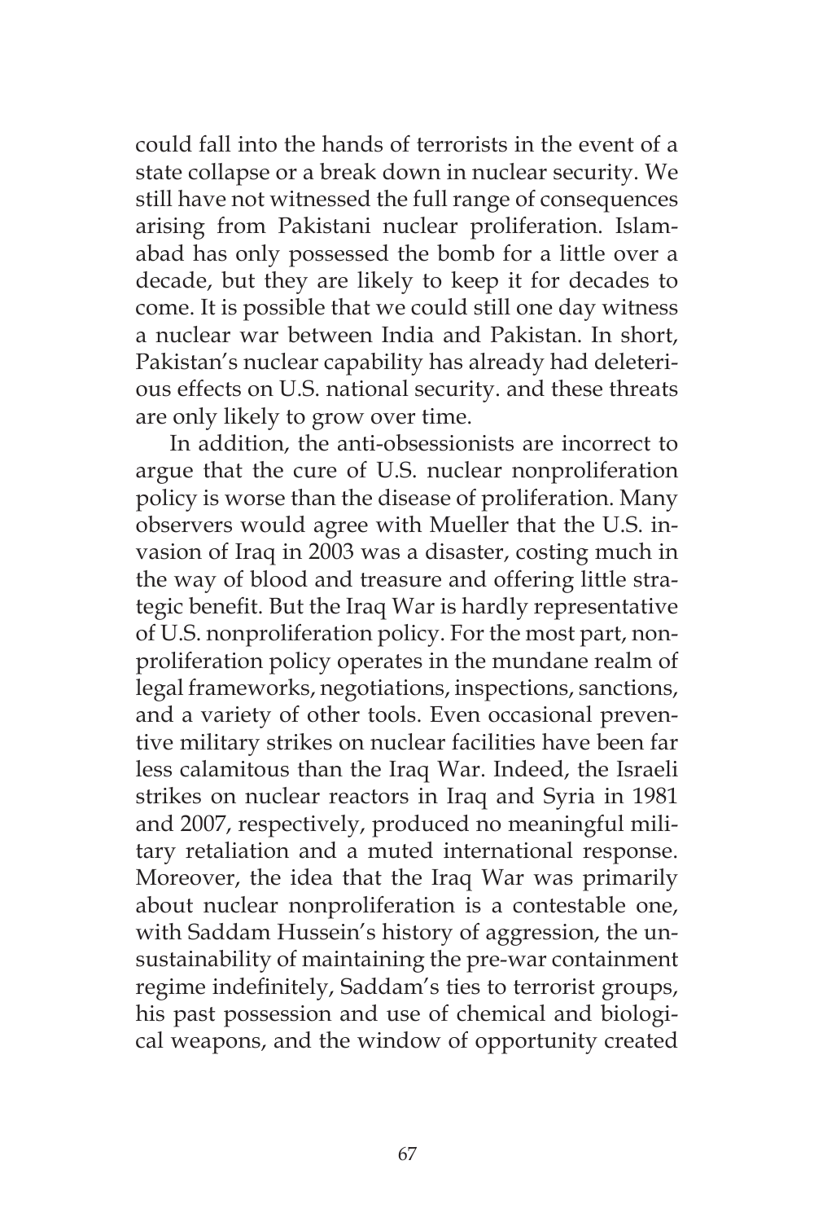could fall into the hands of terrorists in the event of a state collapse or a break down in nuclear security. We still have not witnessed the full range of consequences arising from Pakistani nuclear proliferation. Islamabad has only possessed the bomb for a little over a decade, but they are likely to keep it for decades to come. It is possible that we could still one day witness a nuclear war between India and Pakistan. In short, Pakistan's nuclear capability has already had deleterious effects on U.S. national security. and these threats are only likely to grow over time.

In addition, the anti-obsessionists are incorrect to argue that the cure of U.S. nuclear nonproliferation policy is worse than the disease of proliferation. Many observers would agree with Mueller that the U.S. invasion of Iraq in 2003 was a disaster, costing much in the way of blood and treasure and offering little strategic benefit. But the Iraq War is hardly representative of U.S. nonproliferation policy. For the most part, nonproliferation policy operates in the mundane realm of legal frameworks, negotiations, inspections, sanctions, and a variety of other tools. Even occasional preventive military strikes on nuclear facilities have been far less calamitous than the Iraq War. Indeed, the Israeli strikes on nuclear reactors in Iraq and Syria in 1981 and 2007, respectively, produced no meaningful military retaliation and a muted international response. Moreover, the idea that the Iraq War was primarily about nuclear nonproliferation is a contestable one, with Saddam Hussein's history of aggression, the unsustainability of maintaining the pre-war containment regime indefinitely, Saddam's ties to terrorist groups, his past possession and use of chemical and biological weapons, and the window of opportunity created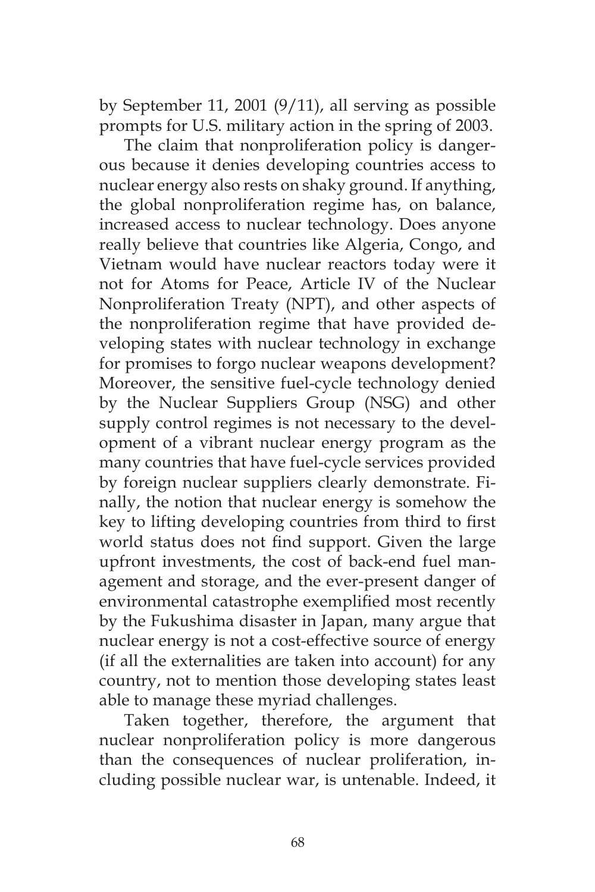by September 11, 2001 (9/11), all serving as possible prompts for U.S. military action in the spring of 2003.

The claim that nonproliferation policy is dangerous because it denies developing countries access to nuclear energy also rests on shaky ground. If anything, the global nonproliferation regime has, on balance, increased access to nuclear technology. Does anyone really believe that countries like Algeria, Congo, and Vietnam would have nuclear reactors today were it not for Atoms for Peace, Article IV of the Nuclear Nonproliferation Treaty (NPT), and other aspects of the nonproliferation regime that have provided developing states with nuclear technology in exchange for promises to forgo nuclear weapons development? Moreover, the sensitive fuel-cycle technology denied by the Nuclear Suppliers Group (NSG) and other supply control regimes is not necessary to the development of a vibrant nuclear energy program as the many countries that have fuel-cycle services provided by foreign nuclear suppliers clearly demonstrate. Finally, the notion that nuclear energy is somehow the key to lifting developing countries from third to first world status does not find support. Given the large upfront investments, the cost of back-end fuel management and storage, and the ever-present danger of environmental catastrophe exemplified most recently by the Fukushima disaster in Japan, many argue that nuclear energy is not a cost-effective source of energy (if all the externalities are taken into account) for any country, not to mention those developing states least able to manage these myriad challenges.

Taken together, therefore, the argument that nuclear nonproliferation policy is more dangerous than the consequences of nuclear proliferation, including possible nuclear war, is untenable. Indeed, it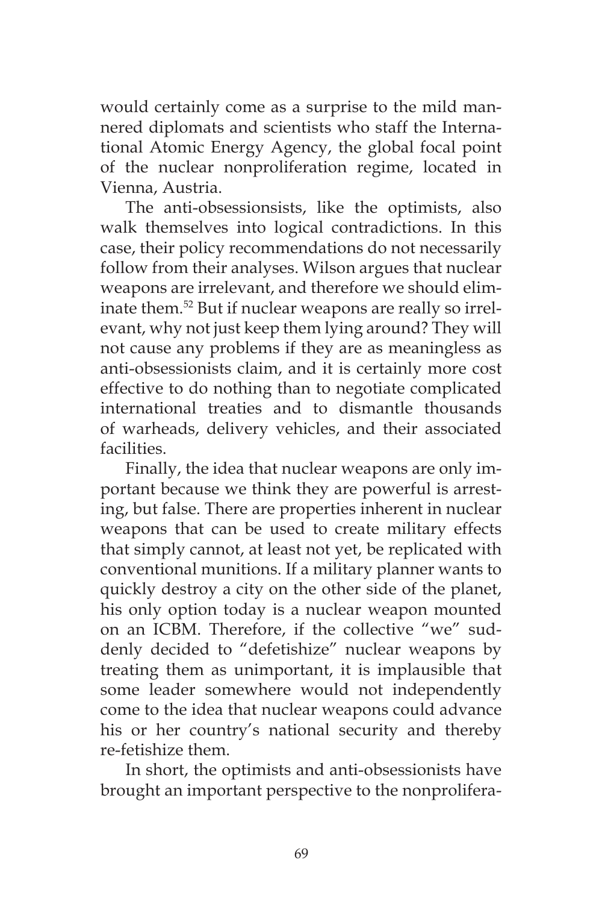would certainly come as a surprise to the mild mannered diplomats and scientists who staff the International Atomic Energy Agency, the global focal point of the nuclear nonproliferation regime, located in Vienna, Austria.

The anti-obsessionsists, like the optimists, also walk themselves into logical contradictions. In this case, their policy recommendations do not necessarily follow from their analyses. Wilson argues that nuclear weapons are irrelevant, and therefore we should eliminate them.[52] But if nuclear weapons are really so irrelevant, why not just keep them lying around? They will not cause any problems if they are as meaningless as anti-obsessionists claim, and it is certainly more cost effective to do nothing than to negotiate complicated international treaties and to dismantle thousands of warheads, delivery vehicles, and their associated facilities.

Finally, the idea that nuclear weapons are only important because we think they are powerful is arresting, but false. There are properties inherent in nuclear weapons that can be used to create military effects that simply cannot, at least not yet, be replicated with conventional munitions. If a military planner wants to quickly destroy a city on the other side of the planet, his only option today is a nuclear weapon mounted on an ICBM. Therefore, if the collective "we" suddenly decided to "defetishize" nuclear weapons by treating them as unimportant, it is implausible that some leader somewhere would not independently come to the idea that nuclear weapons could advance his or her country's national security and thereby re-fetishize them.

In short, the optimists and anti-obsessionists have brought an important perspective to the nonprolifera-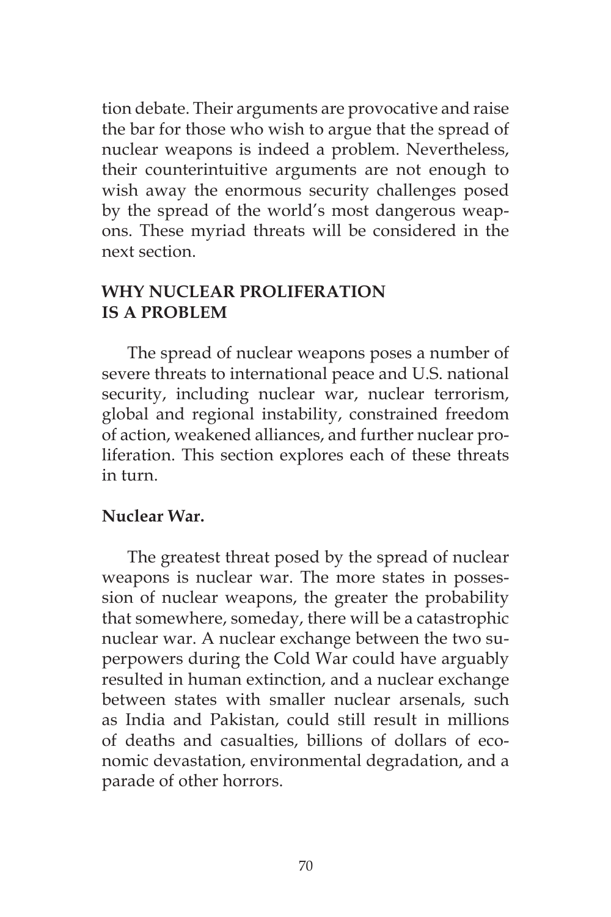tion debate. Their arguments are provocative and raise the bar for those who wish to argue that the spread of nuclear weapons is indeed a problem. Nevertheless, their counterintuitive arguments are not enough to wish away the enormous security challenges posed by the spread of the world's most dangerous weapons. These myriad threats will be considered in the next section.

## WHY NUCLEAR PROLIFERATION IS A PROBLEM

The spread of nuclear weapons poses a number of severe threats to international peace and U.S. national security, including nuclear war, nuclear terrorism, global and regional instability, constrained freedom of action, weakened alliances, and further nuclear proliferation. This section explores each of these threats in turn.

### Nuclear War.

The greatest threat posed by the spread of nuclear weapons is nuclear war. The more states in possession of nuclear weapons, the greater the probability that somewhere, someday, there will be a catastrophic nuclear war. A nuclear exchange between the two superpowers during the Cold War could have arguably resulted in human extinction, and a nuclear exchange between states with smaller nuclear arsenals, such as India and Pakistan, could still result in millions of deaths and casualties, billions of dollars of economic devastation, environmental degradation, and a parade of other horrors.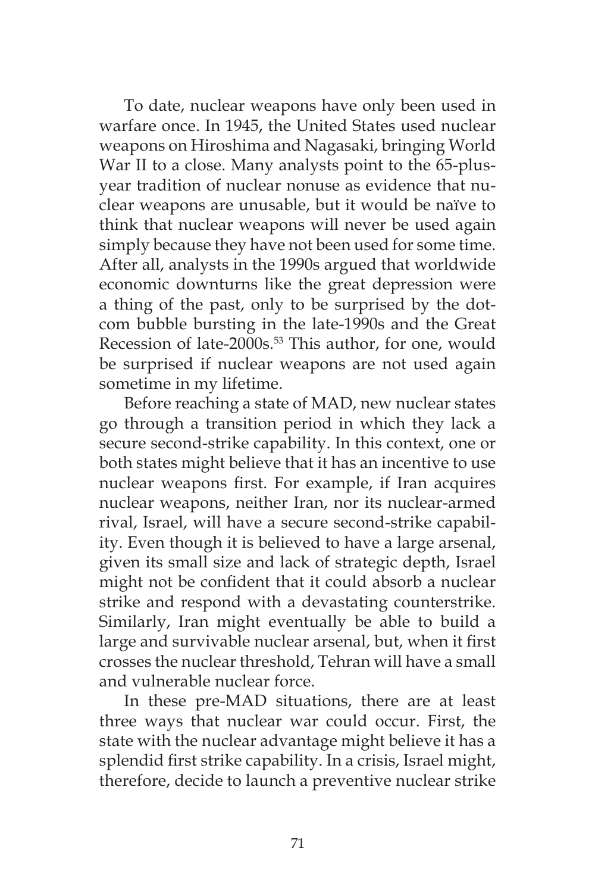To date, nuclear weapons have only been used in warfare once. In 1945, the United States used nuclear weapons on Hiroshima and Nagasaki, bringing World War II to a close. Many analysts point to the 65-plus-year tradition of nuclear nonuse as evidence that nuclear weapons are unusable, but it would be naïve to think that nuclear weapons will never be used again simply because they have not been used for some time. After all, analysts in the 1990s argued that worldwide economic downturns like the great depression were a thing of the past, only to be surprised by the dot-com bubble bursting in the late-1990s and the Great Recession of late-2000s.[53] This author, for one, would be surprised if nuclear weapons are not used again sometime in my lifetime.

Before reaching a state of MAD, new nuclear states go through a transition period in which they lack a secure second-strike capability. In this context, one or both states might believe that it has an incentive to use nuclear weapons first. For example, if Iran acquires nuclear weapons, neither Iran, nor its nuclear-armed rival, Israel, will have a secure second-strike capability. Even though it is believed to have a large arsenal, given its small size and lack of strategic depth, Israel might not be confident that it could absorb a nuclear strike and respond with a devastating counterstrike. Similarly, Iran might eventually be able to build a large and survivable nuclear arsenal, but, when it first crosses the nuclear threshold, Tehran will have a small and vulnerable nuclear force.

In these pre-MAD situations, there are at least three ways that nuclear war could occur. First, the state with the nuclear advantage might believe it has a splendid first strike capability. In a crisis, Israel might, therefore, decide to launch a preventive nuclear strike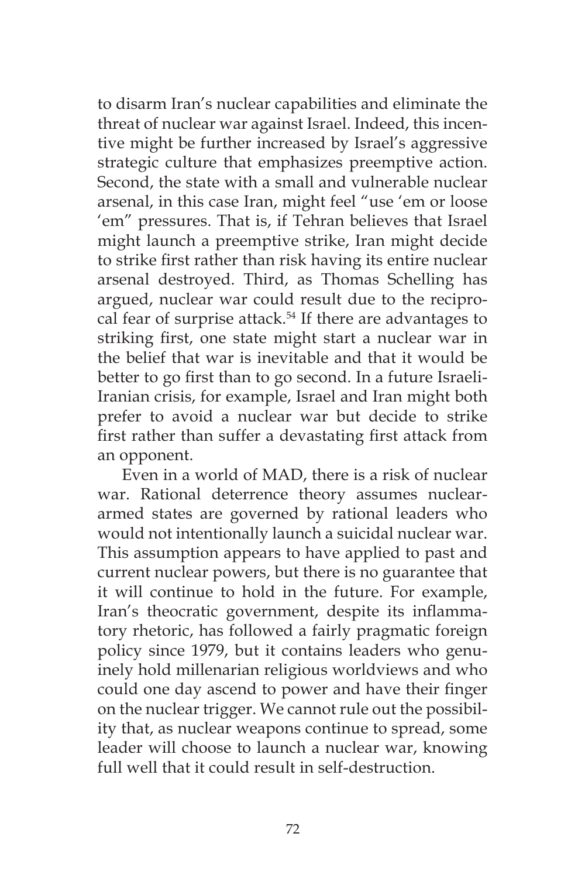to disarm Iran's nuclear capabilities and eliminate the threat of nuclear war against Israel. Indeed, this incentive might be further increased by Israel's aggressive strategic culture that emphasizes preemptive action. Second, the state with a small and vulnerable nuclear arsenal, in this case Iran, might feel "use 'em or loose 'em" pressures. That is, if Tehran believes that Israel might launch a preemptive strike, Iran might decide to strike first rather than risk having its entire nuclear arsenal destroyed. Third, as Thomas Schelling has argued, nuclear war could result due to the reciprocal fear of surprise attack.[54] If there are advantages to striking first, one state might start a nuclear war in the belief that war is inevitable and that it would be better to go first than to go second. In a future Israeli-Iranian crisis, for example, Israel and Iran might both prefer to avoid a nuclear war but decide to strike first rather than suffer a devastating first attack from an opponent.

Even in a world of MAD, there is a risk of nuclear war. Rational deterrence theory assumes nuclear-armed states are governed by rational leaders who would not intentionally launch a suicidal nuclear war. This assumption appears to have applied to past and current nuclear powers, but there is no guarantee that it will continue to hold in the future. For example, Iran's theocratic government, despite its inflammatory rhetoric, has followed a fairly pragmatic foreign policy since 1979, but it contains leaders who genuinely hold millenarian religious worldviews and who could one day ascend to power and have their finger on the nuclear trigger. We cannot rule out the possibility that, as nuclear weapons continue to spread, some leader will choose to launch a nuclear war, knowing full well that it could result in self-destruction.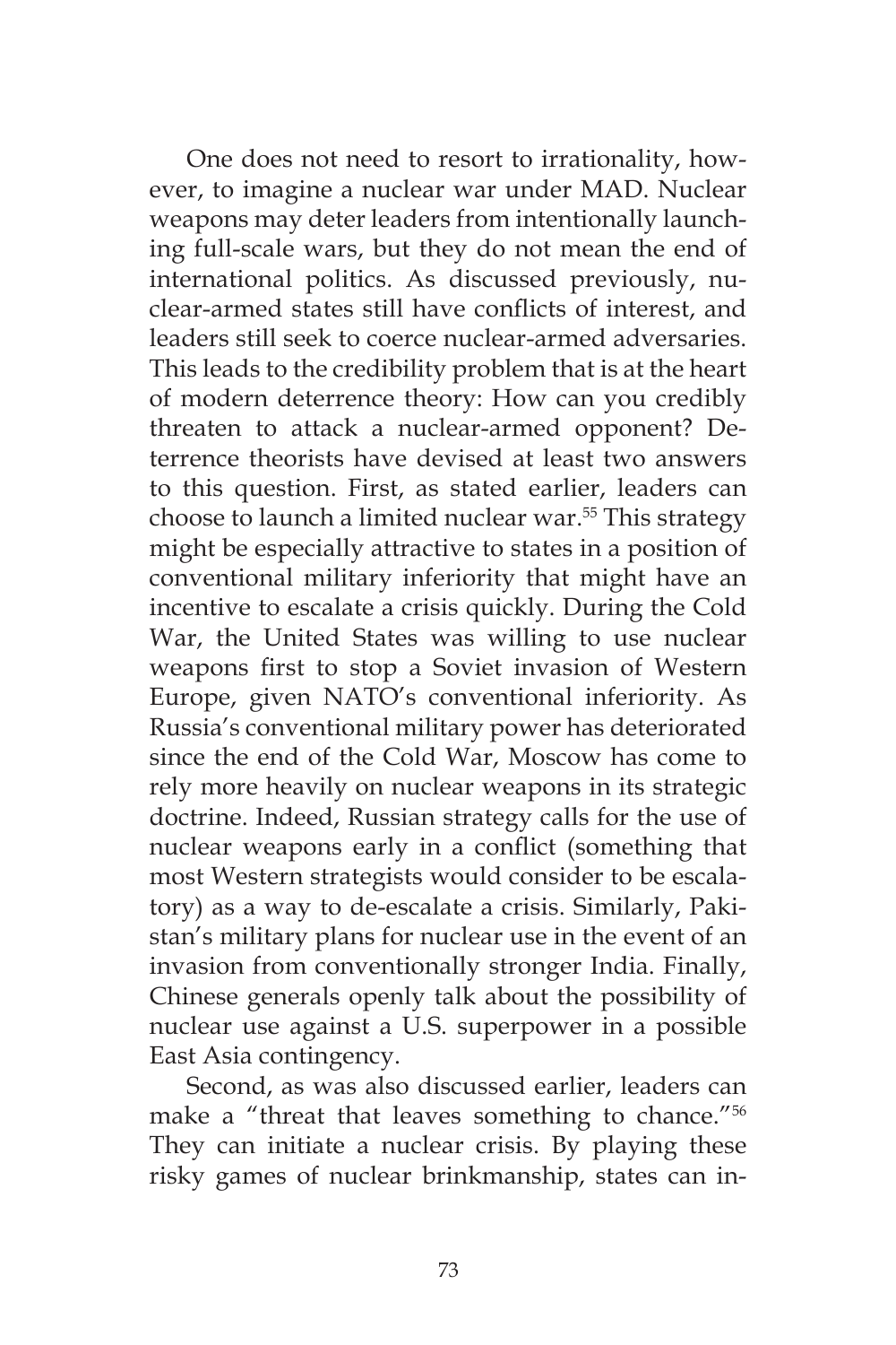One does not need to resort to irrationality, however, to imagine a nuclear war under MAD. Nuclear weapons may deter leaders from intentionally launching full-scale wars, but they do not mean the end of international politics. As discussed previously, nuclear-armed states still have conflicts of interest, and leaders still seek to coerce nuclear-armed adversaries. This leads to the credibility problem that is at the heart of modern deterrence theory: How can you credibly threaten to attack a nuclear-armed opponent? Deterrence theorists have devised at least two answers to this question. First, as stated earlier, leaders can choose to launch a limited nuclear war.[55] This strategy might be especially attractive to states in a position of conventional military inferiority that might have an incentive to escalate a crisis quickly. During the Cold War, the United States was willing to use nuclear weapons first to stop a Soviet invasion of Western Europe, given NATO's conventional inferiority. As Russia's conventional military power has deteriorated since the end of the Cold War, Moscow has come to rely more heavily on nuclear weapons in its strategic doctrine. Indeed, Russian strategy calls for the use of nuclear weapons early in a conflict (something that most Western strategists would consider to be escalatory) as a way to de-escalate a crisis. Similarly, Pakistan's military plans for nuclear use in the event of an invasion from conventionally stronger India. Finally, Chinese generals openly talk about the possibility of nuclear use against a U.S. superpower in a possible East Asia contingency.

Second, as was also discussed earlier, leaders can make a "threat that leaves something to chance."[56] They can initiate a nuclear crisis. By playing these risky games of nuclear brinkmanship, states can in-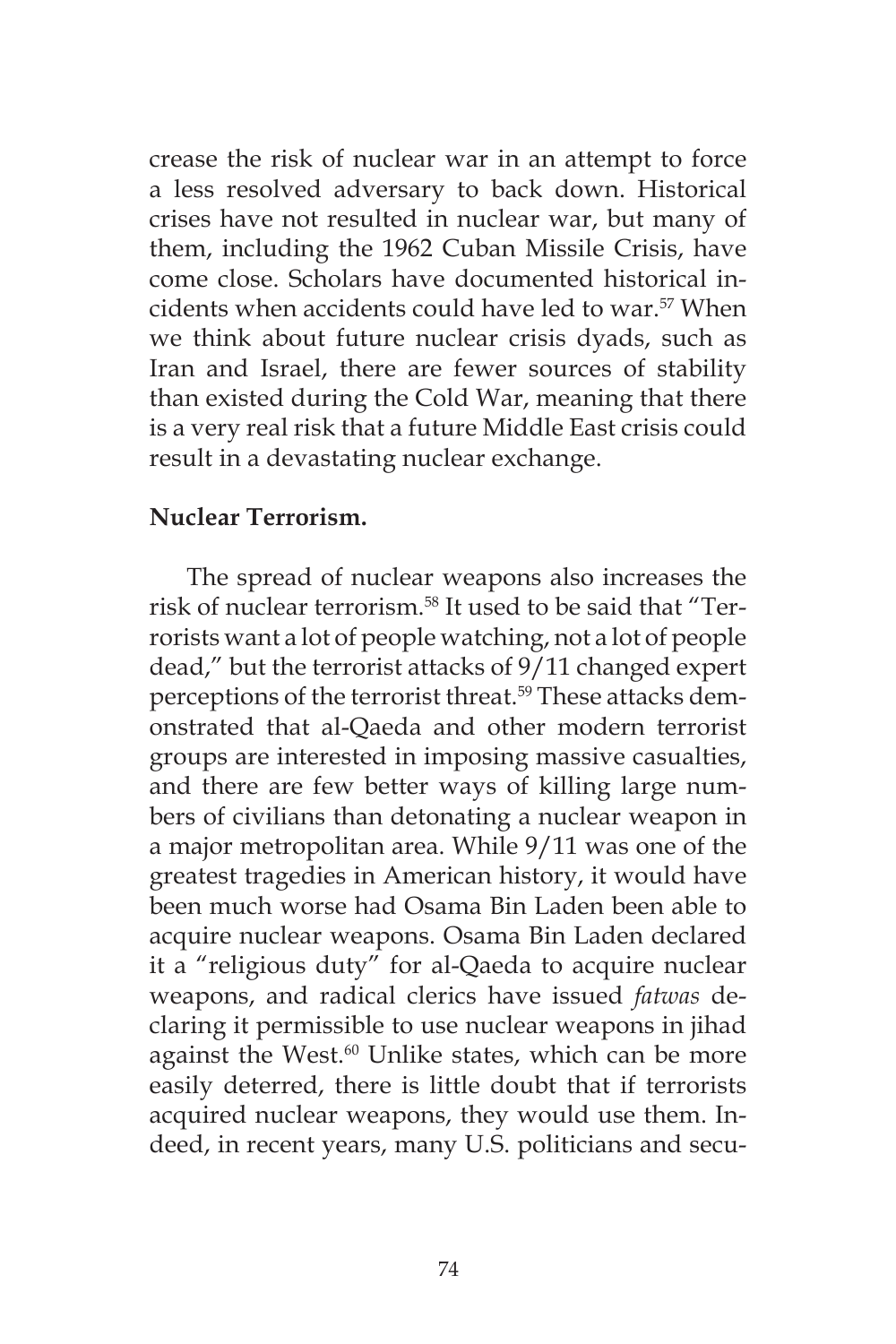crease the risk of nuclear war in an attempt to force a less resolved adversary to back down. Historical crises have not resulted in nuclear war, but many of them, including the 1962 Cuban Missile Crisis, have come close. Scholars have documented historical incidents when accidents could have led to war.[57] When we think about future nuclear crisis dyads, such as Iran and Israel, there are fewer sources of stability than existed during the Cold War, meaning that there is a very real risk that a future Middle East crisis could result in a devastating nuclear exchange.

**Nuclear Terrorism.**

The spread of nuclear weapons also increases the risk of nuclear terrorism.[58] It used to be said that "Terrorists want a lot of people watching, not a lot of people dead," but the terrorist attacks of 9/11 changed expert perceptions of the terrorist threat.[59] These attacks demonstrated that al-Qaeda and other modern terrorist groups are interested in imposing massive casualties, and there are few better ways of killing large numbers of civilians than detonating a nuclear weapon in a major metropolitan area. While 9/11 was one of the greatest tragedies in American history, it would have been much worse had Osama Bin Laden been able to acquire nuclear weapons. Osama Bin Laden declared it a "religious duty" for al-Qaeda to acquire nuclear weapons, and radical clerics have issued *fatwas* declaring it permissible to use nuclear weapons in jihad against the West.[60] Unlike states, which can be more easily deterred, there is little doubt that if terrorists acquired nuclear weapons, they would use them. Indeed, in recent years, many U.S. politicians and secu-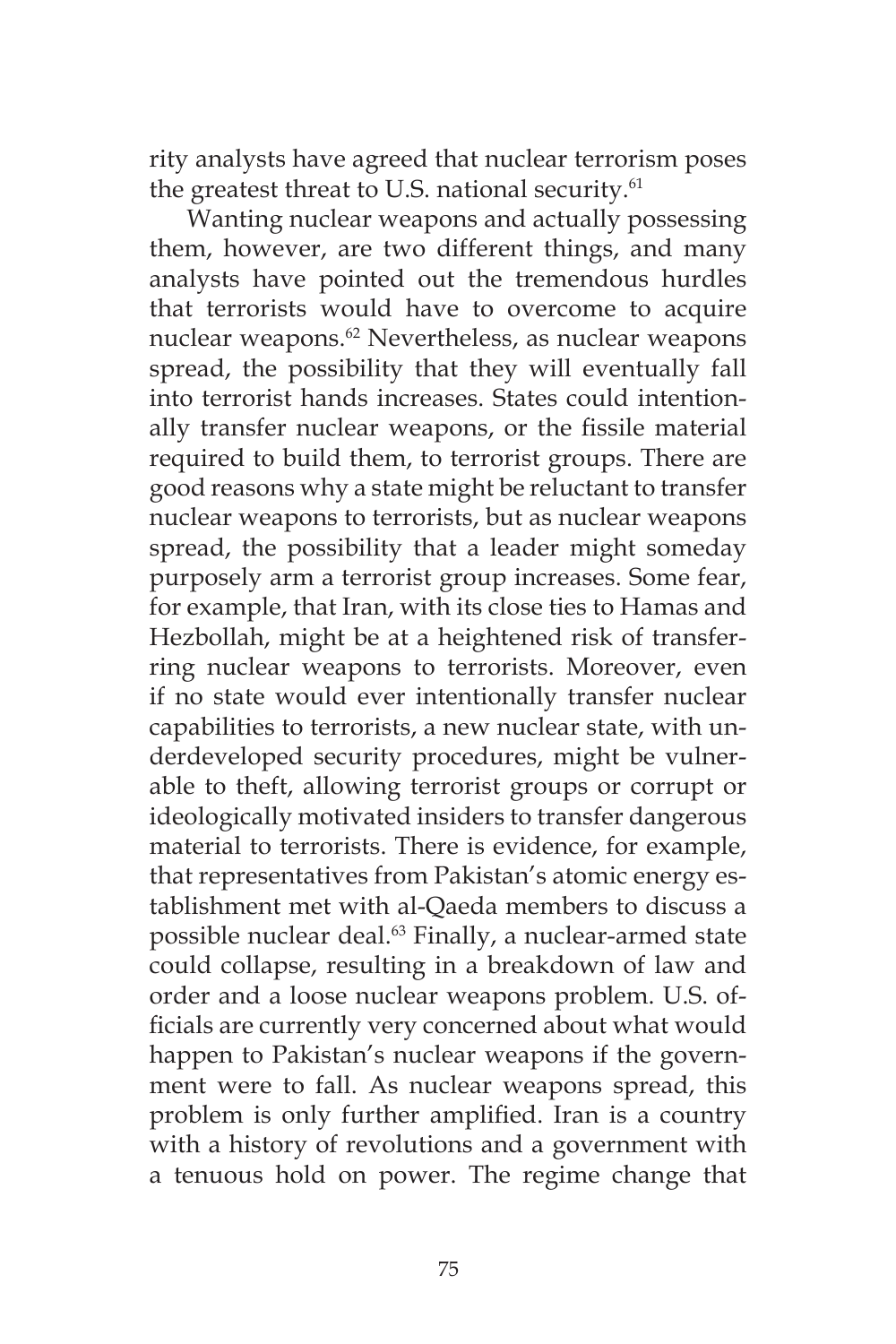rity analysts have agreed that nuclear terrorism poses the greatest threat to U.S. national security.[61]

Wanting nuclear weapons and actually possessing them, however, are two different things, and many analysts have pointed out the tremendous hurdles that terrorists would have to overcome to acquire nuclear weapons.[62] Nevertheless, as nuclear weapons spread, the possibility that they will eventually fall into terrorist hands increases. States could intentionally transfer nuclear weapons, or the fissile material required to build them, to terrorist groups. There are good reasons why a state might be reluctant to transfer nuclear weapons to terrorists, but as nuclear weapons spread, the possibility that a leader might someday purposely arm a terrorist group increases. Some fear, for example, that Iran, with its close ties to Hamas and Hezbollah, might be at a heightened risk of transferring nuclear weapons to terrorists. Moreover, even if no state would ever intentionally transfer nuclear capabilities to terrorists, a new nuclear state, with underdeveloped security procedures, might be vulnerable to theft, allowing terrorist groups or corrupt or ideologically motivated insiders to transfer dangerous material to terrorists. There is evidence, for example, that representatives from Pakistan's atomic energy establishment met with al-Qaeda members to discuss a possible nuclear deal.[63] Finally, a nuclear-armed state could collapse, resulting in a breakdown of law and order and a loose nuclear weapons problem. U.S. officials are currently very concerned about what would happen to Pakistan's nuclear weapons if the government were to fall. As nuclear weapons spread, this problem is only further amplified. Iran is a country with a history of revolutions and a government with a tenuous hold on power. The regime change that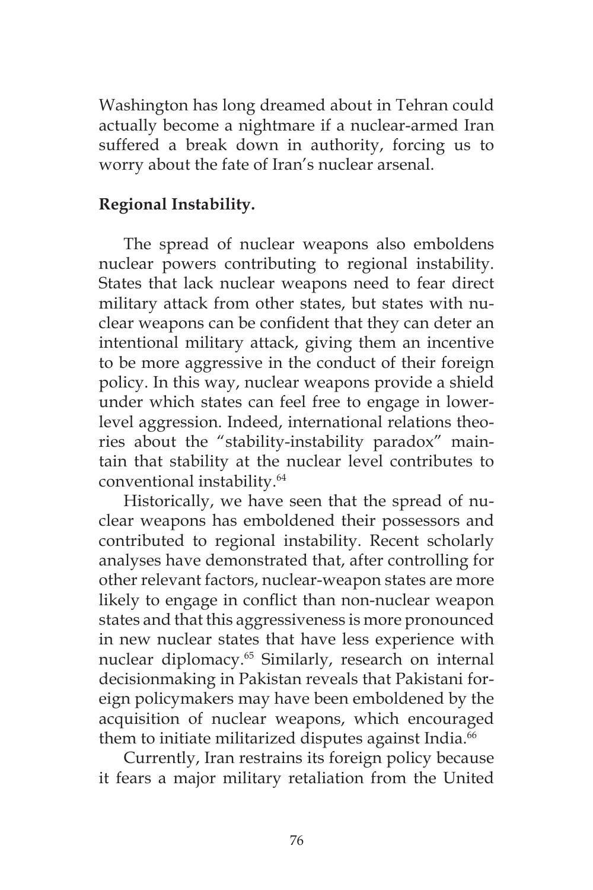Washington has long dreamed about in Tehran could actually become a nightmare if a nuclear-armed Iran suffered a break down in authority, forcing us to worry about the fate of Iran's nuclear arsenal.

**Regional Instability.**

The spread of nuclear weapons also emboldens nuclear powers contributing to regional instability. States that lack nuclear weapons need to fear direct military attack from other states, but states with nuclear weapons can be confident that they can deter an intentional military attack, giving them an incentive to be more aggressive in the conduct of their foreign policy. In this way, nuclear weapons provide a shield under which states can feel free to engage in lower-level aggression. Indeed, international relations theories about the "stability-instability paradox" maintain that stability at the nuclear level contributes to conventional instability.[64]

Historically, we have seen that the spread of nuclear weapons has emboldened their possessors and contributed to regional instability. Recent scholarly analyses have demonstrated that, after controlling for other relevant factors, nuclear-weapon states are more likely to engage in conflict than non-nuclear weapon states and that this aggressiveness is more pronounced in new nuclear states that have less experience with nuclear diplomacy.[65] Similarly, research on internal decisionmaking in Pakistan reveals that Pakistani foreign policymakers may have been emboldened by the acquisition of nuclear weapons, which encouraged them to initiate militarized disputes against India.[66]

Currently, Iran restrains its foreign policy because it fears a major military retaliation from the United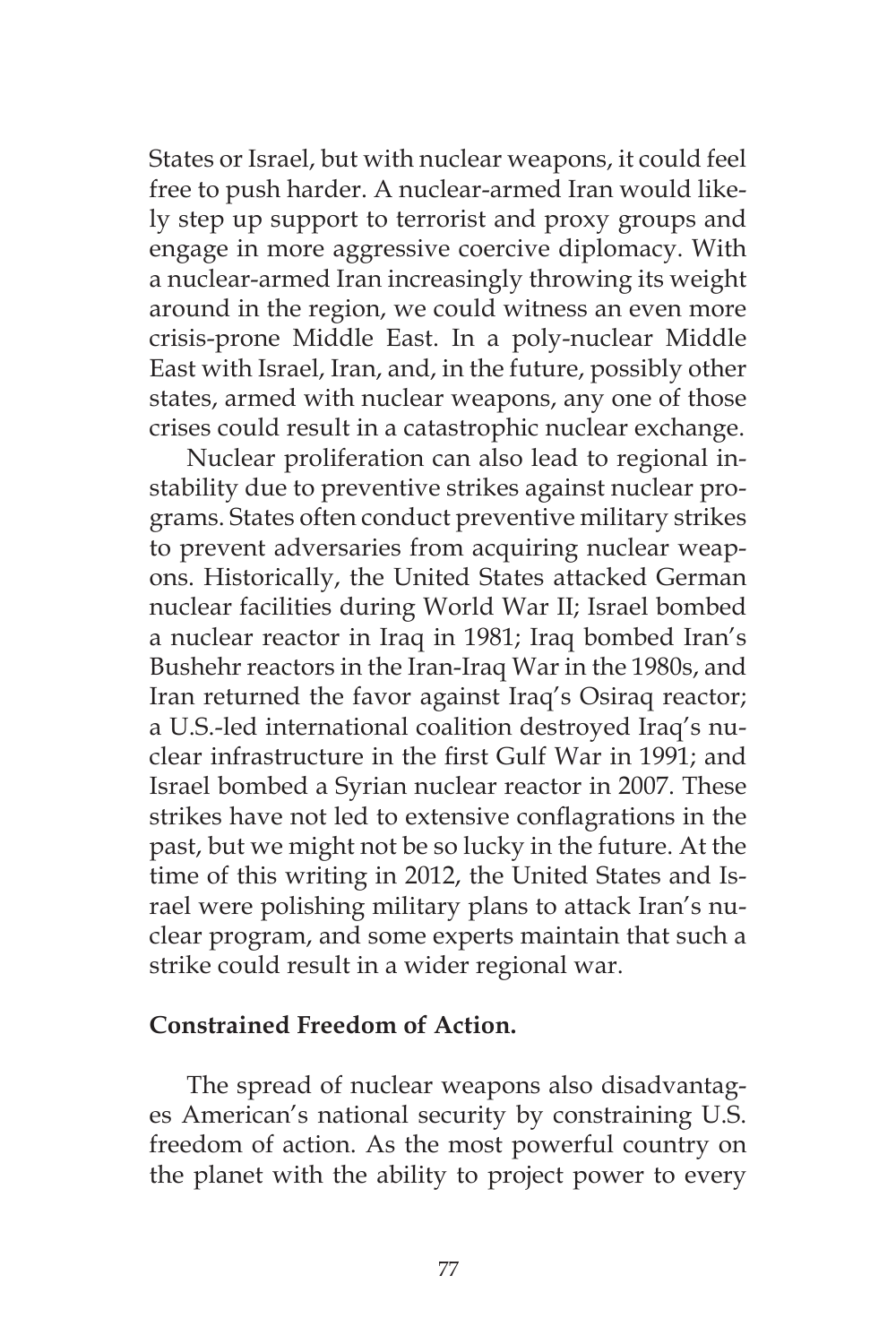States or Israel, but with nuclear weapons, it could feel free to push harder. A nuclear-armed Iran would likely step up support to terrorist and proxy groups and engage in more aggressive coercive diplomacy. With a nuclear-armed Iran increasingly throwing its weight around in the region, we could witness an even more crisis-prone Middle East. In a poly-nuclear Middle East with Israel, Iran, and, in the future, possibly other states, armed with nuclear weapons, any one of those crises could result in a catastrophic nuclear exchange.

Nuclear proliferation can also lead to regional instability due to preventive strikes against nuclear programs. States often conduct preventive military strikes to prevent adversaries from acquiring nuclear weapons. Historically, the United States attacked German nuclear facilities during World War II; Israel bombed a nuclear reactor in Iraq in 1981; Iraq bombed Iran's Bushehr reactors in the Iran-Iraq War in the 1980s, and Iran returned the favor against Iraq's Osiraq reactor; a U.S.-led international coalition destroyed Iraq's nuclear infrastructure in the first Gulf War in 1991; and Israel bombed a Syrian nuclear reactor in 2007. These strikes have not led to extensive conflagrations in the past, but we might not be so lucky in the future. At the time of this writing in 2012, the United States and Israel were polishing military plans to attack Iran's nuclear program, and some experts maintain that such a strike could result in a wider regional war.

**Constrained Freedom of Action.**

The spread of nuclear weapons also disadvantages American's national security by constraining U.S. freedom of action. As the most powerful country on the planet with the ability to project power to every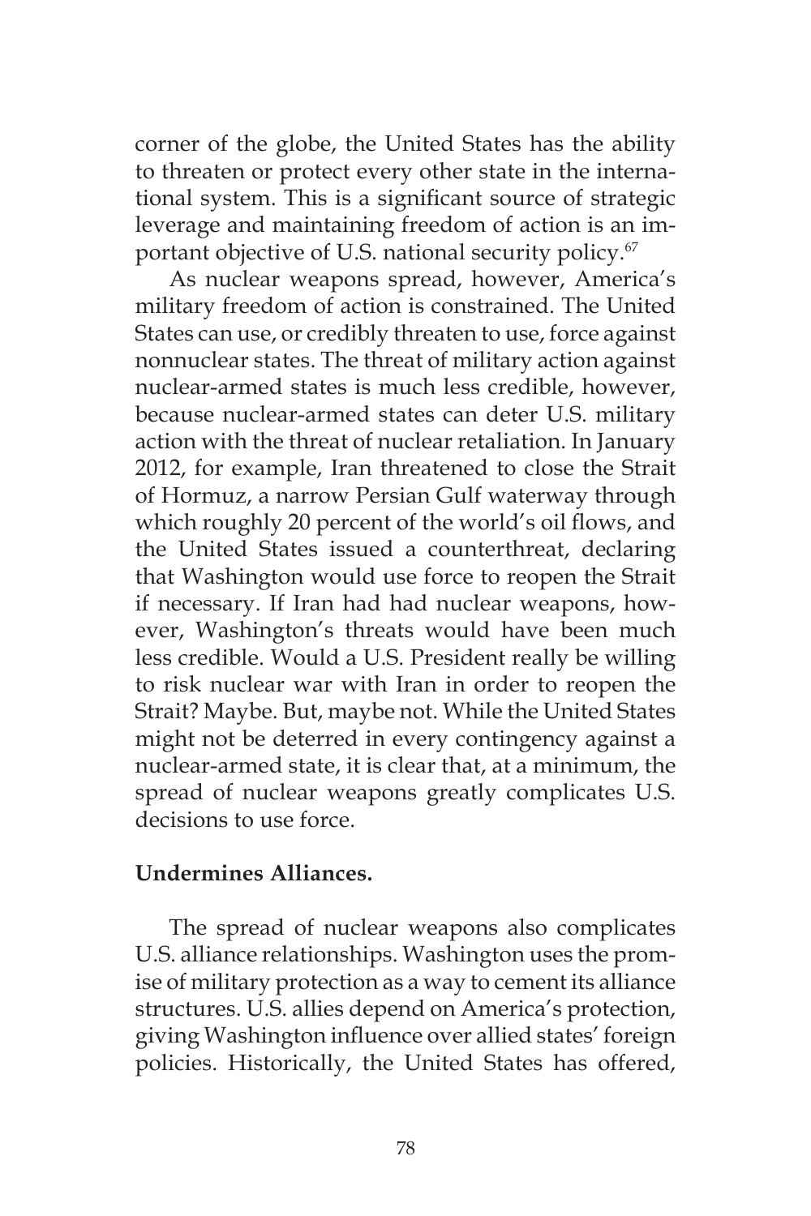corner of the globe, the United States has the ability to threaten or protect every other state in the international system. This is a significant source of strategic leverage and maintaining freedom of action is an important objective of U.S. national security policy.[67]

As nuclear weapons spread, however, America's military freedom of action is constrained. The United States can use, or credibly threaten to use, force against nonnuclear states. The threat of military action against nuclear-armed states is much less credible, however, because nuclear-armed states can deter U.S. military action with the threat of nuclear retaliation. In January 2012, for example, Iran threatened to close the Strait of Hormuz, a narrow Persian Gulf waterway through which roughly 20 percent of the world's oil flows, and the United States issued a counterthreat, declaring that Washington would use force to reopen the Strait if necessary. If Iran had had nuclear weapons, however, Washington's threats would have been much less credible. Would a U.S. President really be willing to risk nuclear war with Iran in order to reopen the Strait? Maybe. But, maybe not. While the United States might not be deterred in every contingency against a nuclear-armed state, it is clear that, at a minimum, the spread of nuclear weapons greatly complicates U.S. decisions to use force.

**Undermines Alliances.**

The spread of nuclear weapons also complicates U.S. alliance relationships. Washington uses the promise of military protection as a way to cement its alliance structures. U.S. allies depend on America's protection, giving Washington influence over allied states' foreign policies. Historically, the United States has offered,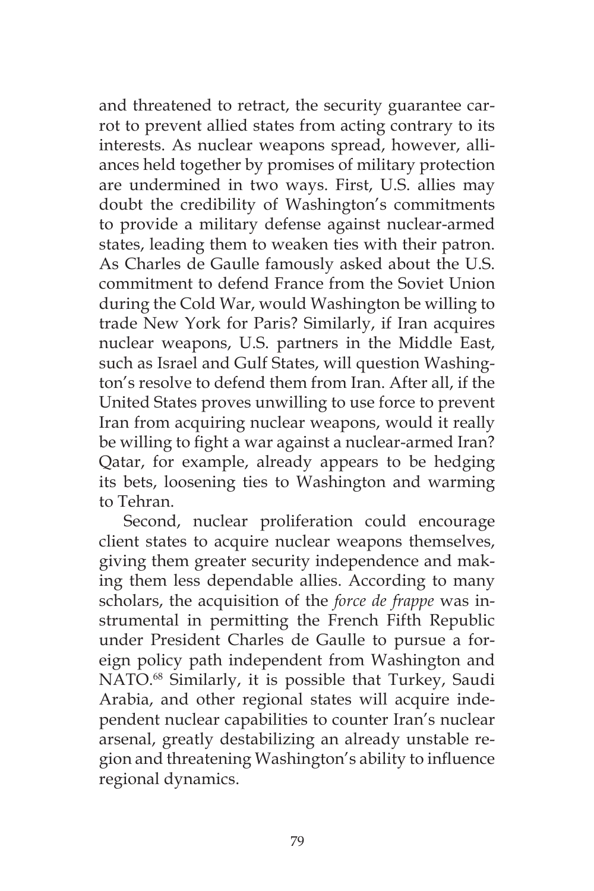and threatened to retract, the security guarantee carrot to prevent allied states from acting contrary to its interests. As nuclear weapons spread, however, alliances held together by promises of military protection are undermined in two ways. First, U.S. allies may doubt the credibility of Washington's commitments to provide a military defense against nuclear-armed states, leading them to weaken ties with their patron. As Charles de Gaulle famously asked about the U.S. commitment to defend France from the Soviet Union during the Cold War, would Washington be willing to trade New York for Paris? Similarly, if Iran acquires nuclear weapons, U.S. partners in the Middle East, such as Israel and Gulf States, will question Washington's resolve to defend them from Iran. After all, if the United States proves unwilling to use force to prevent Iran from acquiring nuclear weapons, would it really be willing to fight a war against a nuclear-armed Iran? Qatar, for example, already appears to be hedging its bets, loosening ties to Washington and warming to Tehran.

Second, nuclear proliferation could encourage client states to acquire nuclear weapons themselves, giving them greater security independence and making them less dependable allies. According to many scholars, the acquisition of the *force de frappe* was instrumental in permitting the French Fifth Republic under President Charles de Gaulle to pursue a foreign policy path independent from Washington and NATO.[68] Similarly, it is possible that Turkey, Saudi Arabia, and other regional states will acquire independent nuclear capabilities to counter Iran's nuclear arsenal, greatly destabilizing an already unstable region and threatening Washington's ability to influence regional dynamics.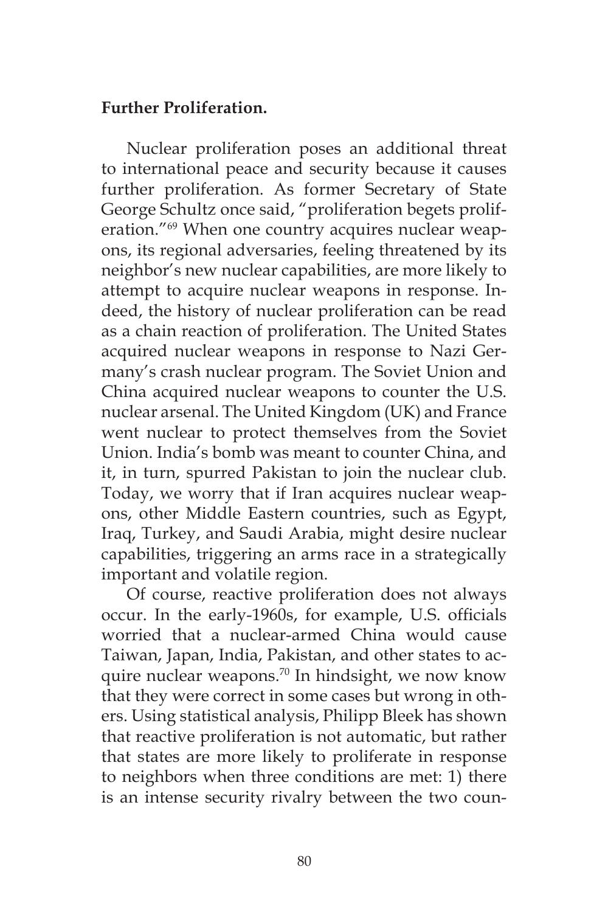**Further Proliferation.**

Nuclear proliferation poses an additional threat to international peace and security because it causes further proliferation. As former Secretary of State George Schultz once said, "proliferation begets proliferation."[69] When one country acquires nuclear weapons, its regional adversaries, feeling threatened by its neighbor's new nuclear capabilities, are more likely to attempt to acquire nuclear weapons in response. Indeed, the history of nuclear proliferation can be read as a chain reaction of proliferation. The United States acquired nuclear weapons in response to Nazi Germany's crash nuclear program. The Soviet Union and China acquired nuclear weapons to counter the U.S. nuclear arsenal. The United Kingdom (UK) and France went nuclear to protect themselves from the Soviet Union. India's bomb was meant to counter China, and it, in turn, spurred Pakistan to join the nuclear club. Today, we worry that if Iran acquires nuclear weapons, other Middle Eastern countries, such as Egypt, Iraq, Turkey, and Saudi Arabia, might desire nuclear capabilities, triggering an arms race in a strategically important and volatile region.

Of course, reactive proliferation does not always occur. In the early-1960s, for example, U.S. officials worried that a nuclear-armed China would cause Taiwan, Japan, India, Pakistan, and other states to acquire nuclear weapons.[70] In hindsight, we now know that they were correct in some cases but wrong in others. Using statistical analysis, Philipp Bleek has shown that reactive proliferation is not automatic, but rather that states are more likely to proliferate in response to neighbors when three conditions are met: 1) there is an intense security rivalry between the two coun-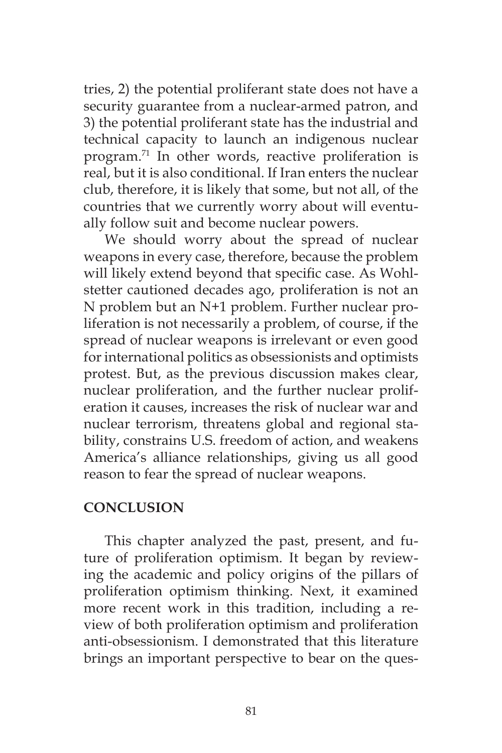tries, 2) the potential proliferant state does not have a security guarantee from a nuclear-armed patron, and 3) the potential proliferant state has the industrial and technical capacity to launch an indigenous nuclear program.[71] In other words, reactive proliferation is real, but it is also conditional. If Iran enters the nuclear club, therefore, it is likely that some, but not all, of the countries that we currently worry about will eventually follow suit and become nuclear powers.

We should worry about the spread of nuclear weapons in every case, therefore, because the problem will likely extend beyond that specific case. As Wohlstetter cautioned decades ago, proliferation is not an N problem but an N+1 problem. Further nuclear proliferation is not necessarily a problem, of course, if the spread of nuclear weapons is irrelevant or even good for international politics as obsessionists and optimists protest. But, as the previous discussion makes clear, nuclear proliferation, and the further nuclear proliferation it causes, increases the risk of nuclear war and nuclear terrorism, threatens global and regional stability, constrains U.S. freedom of action, and weakens America's alliance relationships, giving us all good reason to fear the spread of nuclear weapons.

## CONCLUSION

This chapter analyzed the past, present, and future of proliferation optimism. It began by reviewing the academic and policy origins of the pillars of proliferation optimism thinking. Next, it examined more recent work in this tradition, including a review of both proliferation optimism and proliferation anti-obsessionism. I demonstrated that this literature brings an important perspective to bear on the ques-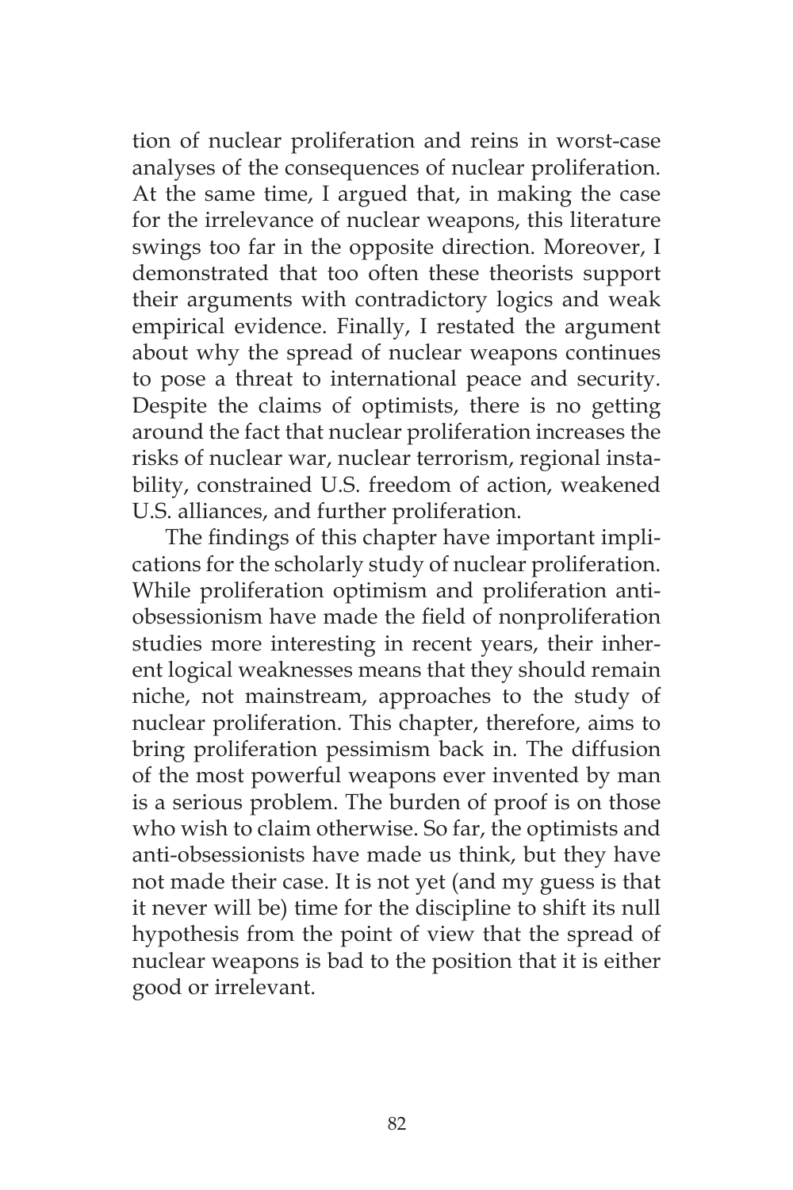tion of nuclear proliferation and reins in worst-case analyses of the consequences of nuclear proliferation. At the same time, I argued that, in making the case for the irrelevance of nuclear weapons, this literature swings too far in the opposite direction. Moreover, I demonstrated that too often these theorists support their arguments with contradictory logics and weak empirical evidence. Finally, I restated the argument about why the spread of nuclear weapons continues to pose a threat to international peace and security. Despite the claims of optimists, there is no getting around the fact that nuclear proliferation increases the risks of nuclear war, nuclear terrorism, regional instability, constrained U.S. freedom of action, weakened U.S. alliances, and further proliferation.

The findings of this chapter have important implications for the scholarly study of nuclear proliferation. While proliferation optimism and proliferation anti-obsessionism have made the field of nonproliferation studies more interesting in recent years, their inherent logical weaknesses means that they should remain niche, not mainstream, approaches to the study of nuclear proliferation. This chapter, therefore, aims to bring proliferation pessimism back in. The diffusion of the most powerful weapons ever invented by man is a serious problem. The burden of proof is on those who wish to claim otherwise. So far, the optimists and anti-obsessionists have made us think, but they have not made their case. It is not yet (and my guess is that it never will be) time for the discipline to shift its null hypothesis from the point of view that the spread of nuclear weapons is bad to the position that it is either good or irrelevant.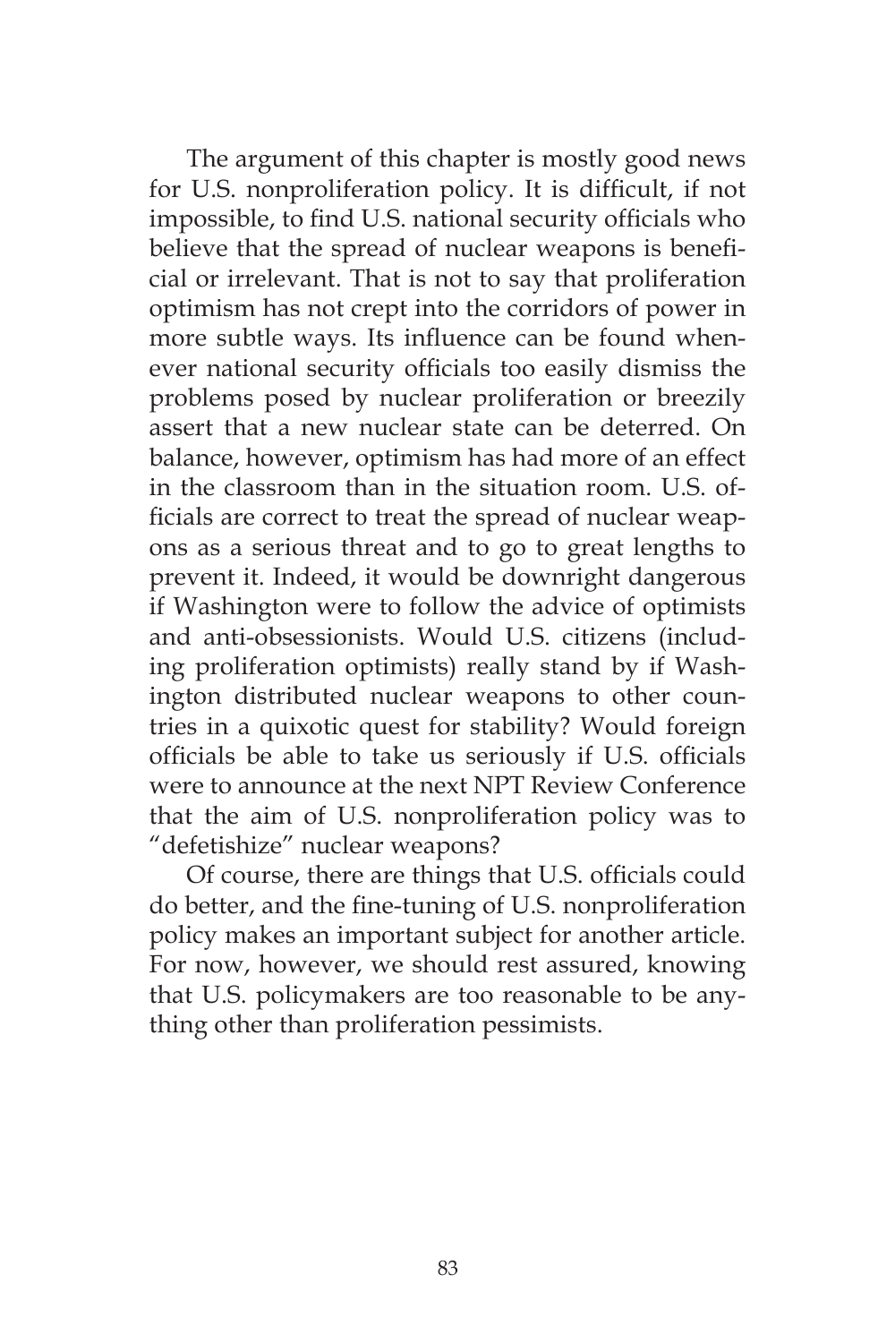The argument of this chapter is mostly good news for U.S. nonproliferation policy. It is difficult, if not impossible, to find U.S. national security officials who believe that the spread of nuclear weapons is beneficial or irrelevant. That is not to say that proliferation optimism has not crept into the corridors of power in more subtle ways. Its influence can be found whenever national security officials too easily dismiss the problems posed by nuclear proliferation or breezily assert that a new nuclear state can be deterred. On balance, however, optimism has had more of an effect in the classroom than in the situation room. U.S. officials are correct to treat the spread of nuclear weapons as a serious threat and to go to great lengths to prevent it. Indeed, it would be downright dangerous if Washington were to follow the advice of optimists and anti-obsessionists. Would U.S. citizens (including proliferation optimists) really stand by if Washington distributed nuclear weapons to other countries in a quixotic quest for stability? Would foreign officials be able to take us seriously if U.S. officials were to announce at the next NPT Review Conference that the aim of U.S. nonproliferation policy was to "defetishize" nuclear weapons?

Of course, there are things that U.S. officials could do better, and the fine-tuning of U.S. nonproliferation policy makes an important subject for another article. For now, however, we should rest assured, knowing that U.S. policymakers are too reasonable to be anything other than proliferation pessimists.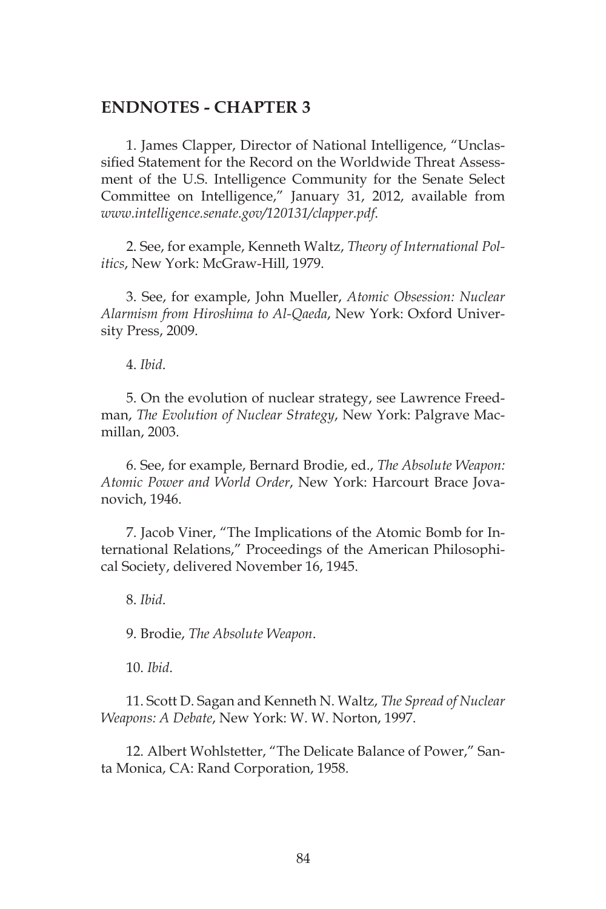## ENDNOTES - CHAPTER 3

1. James Clapper, Director of National Intelligence, "Unclassified Statement for the Record on the Worldwide Threat Assessment of the U.S. Intelligence Community for the Senate Select Committee on Intelligence," January 31, 2012, available from *www.intelligence.senate.gov/120131/clapper.pdf*.

2. See, for example, Kenneth Waltz, *Theory of International Politics*, New York: McGraw-Hill, 1979.

3. See, for example, John Mueller, *Atomic Obsession: Nuclear Alarmism from Hiroshima to Al-Qaeda*, New York: Oxford University Press, 2009.

4. *Ibid*.

5. On the evolution of nuclear strategy, see Lawrence Freedman, *The Evolution of Nuclear Strategy*, New York: Palgrave Macmillan, 2003.

6. See, for example, Bernard Brodie, ed., *The Absolute Weapon: Atomic Power and World Order*, New York: Harcourt Brace Jovanovich, 1946.

7. Jacob Viner, "The Implications of the Atomic Bomb for International Relations," Proceedings of the American Philosophical Society, delivered November 16, 1945.

8. *Ibid*.

9. Brodie, *The Absolute Weapon*.

10. *Ibid*.

11. Scott D. Sagan and Kenneth N. Waltz, *The Spread of Nuclear Weapons: A Debate*, New York: W. W. Norton, 1997.

12. Albert Wohlstetter, "The Delicate Balance of Power," Santa Monica, CA: Rand Corporation, 1958.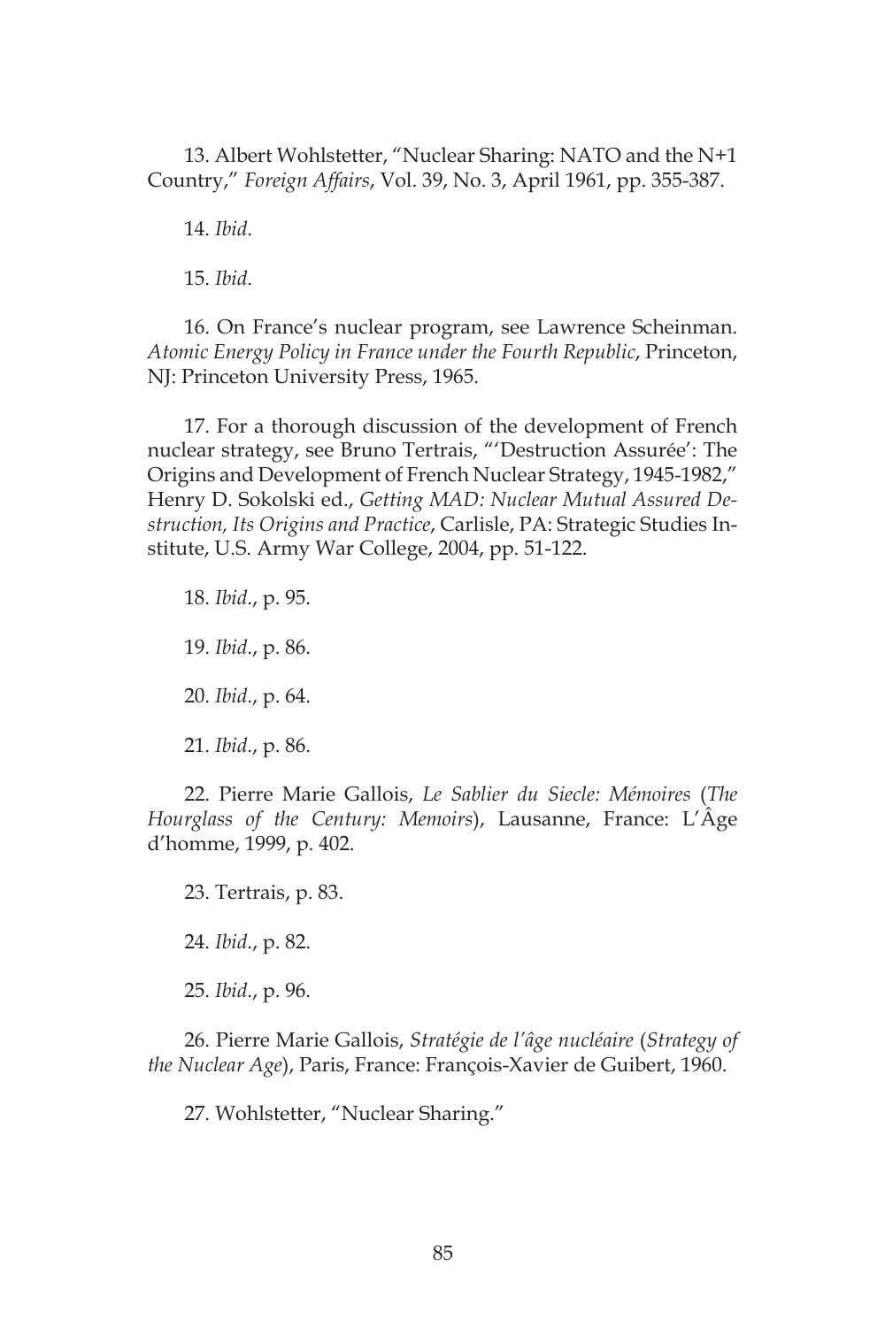13. Albert Wohlstetter, "Nuclear Sharing: NATO and the N+1 Country," *Foreign Affairs*, Vol. 39, No. 3, April 1961, pp. 355-387.

14. *Ibid*.

15. *Ibid*.

16. On France's nuclear program, see Lawrence Scheinman. *Atomic Energy Policy in France under the Fourth Republic*, Princeton, NJ: Princeton University Press, 1965.

17. For a thorough discussion of the development of French nuclear strategy, see Bruno Tertrais, "'Destruction Assurée': The Origins and Development of French Nuclear Strategy, 1945-1982," Henry D. Sokolski ed., *Getting MAD: Nuclear Mutual Assured Destruction, Its Origins and Practice*, Carlisle, PA: Strategic Studies Institute, U.S. Army War College, 2004, pp. 51-122.

18. *Ibid*., p. 95.

19. *Ibid*., p. 86.

20. *Ibid*., p. 64.

21. *Ibid*., p. 86.

22. Pierre Marie Gallois, *Le Sablier du Siecle: Mémoires* (*The Hourglass of the Century: Memoirs*), Lausanne, France: L'Âge d'homme, 1999, p. 402.

23. Tertrais, p. 83.

24. *Ibid*., p. 82.

25. *Ibid*., p. 96.

26. Pierre Marie Gallois, *Stratégie de l'âge nucléaire* (*Strategy of the Nuclear Age*), Paris, France: François-Xavier de Guibert, 1960.

27. Wohlstetter, "Nuclear Sharing."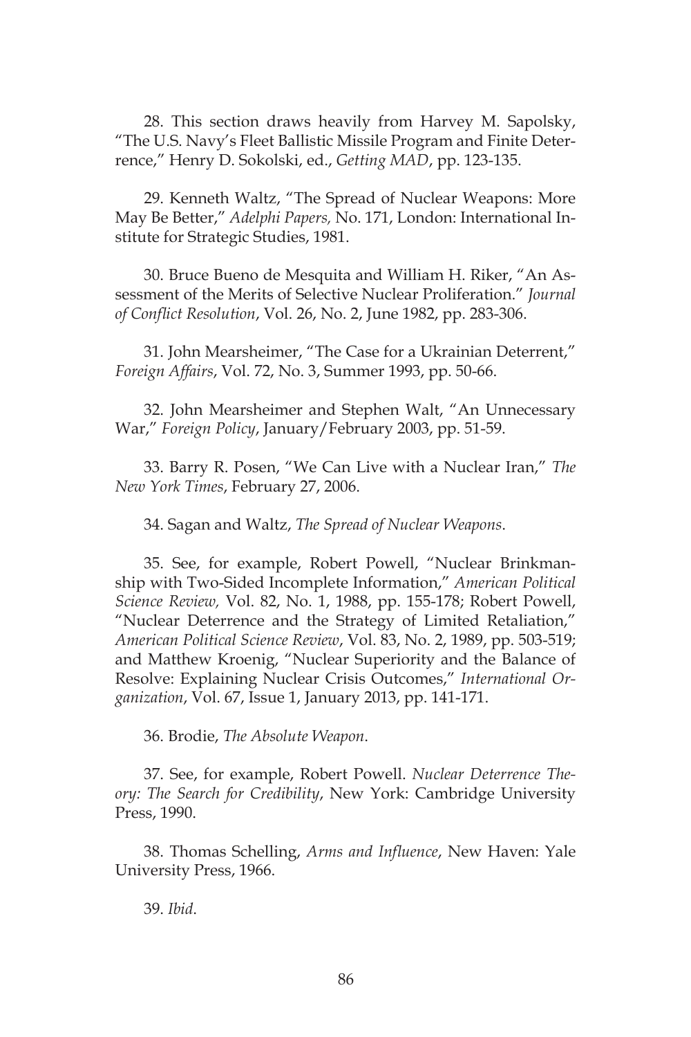28. This section draws heavily from Harvey M. Sapolsky, "The U.S. Navy's Fleet Ballistic Missile Program and Finite Deterrence," Henry D. Sokolski, ed., *Getting MAD*, pp. 123-135.

29. Kenneth Waltz, "The Spread of Nuclear Weapons: More May Be Better," *Adelphi Papers,* No. 171, London: International Institute for Strategic Studies, 1981.

30. Bruce Bueno de Mesquita and William H. Riker, "An Assessment of the Merits of Selective Nuclear Proliferation." *Journal of Conflict Resolution*, Vol. 26, No. 2, June 1982, pp. 283-306.

31. John Mearsheimer, "The Case for a Ukrainian Deterrent," *Foreign Affairs*, Vol. 72, No. 3, Summer 1993, pp. 50-66.

32. John Mearsheimer and Stephen Walt, "An Unnecessary War," *Foreign Policy*, January/February 2003, pp. 51-59.

33. Barry R. Posen, "We Can Live with a Nuclear Iran," *The New York Times*, February 27, 2006.

34. Sagan and Waltz, *The Spread of Nuclear Weapons*.

35. See, for example, Robert Powell, "Nuclear Brinkmanship with Two-Sided Incomplete Information," *American Political Science Review,* Vol. 82, No. 1, 1988, pp. 155-178; Robert Powell, "Nuclear Deterrence and the Strategy of Limited Retaliation," *American Political Science Review*, Vol. 83, No. 2, 1989, pp. 503-519; and Matthew Kroenig, "Nuclear Superiority and the Balance of Resolve: Explaining Nuclear Crisis Outcomes," *International Organization*, Vol. 67, Issue 1, January 2013, pp. 141-171.

36. Brodie, *The Absolute Weapon*.

37. See, for example, Robert Powell. *Nuclear Deterrence Theory: The Search for Credibility*, New York: Cambridge University Press, 1990.

38. Thomas Schelling, *Arms and Influence*, New Haven: Yale University Press, 1966.

39. *Ibid*.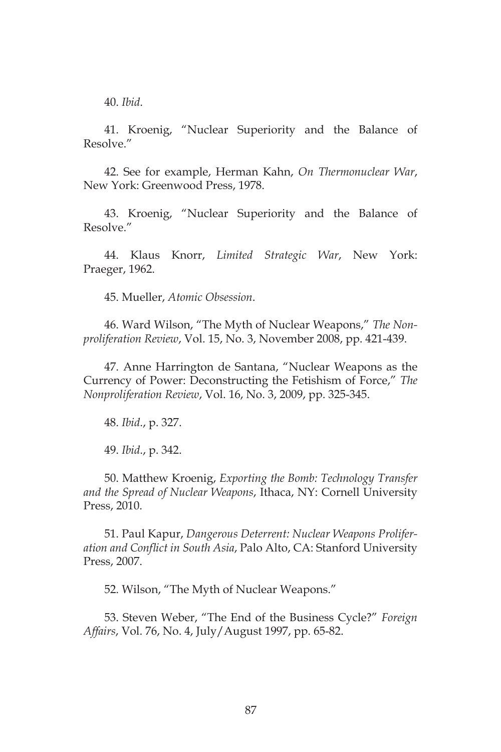40. *Ibid*.

41. Kroenig, "Nuclear Superiority and the Balance of Resolve."

42. See for example, Herman Kahn, *On Thermonuclear War*, New York: Greenwood Press, 1978.

43. Kroenig, "Nuclear Superiority and the Balance of Resolve."

44. Klaus Knorr, *Limited Strategic War*, New York: Praeger, 1962.

45. Mueller, *Atomic Obsession*.

46. Ward Wilson, "The Myth of Nuclear Weapons," *The Nonproliferation Review*, Vol. 15, No. 3, November 2008, pp. 421-439.

47. Anne Harrington de Santana, "Nuclear Weapons as the Currency of Power: Deconstructing the Fetishism of Force," *The Nonproliferation Review*, Vol. 16, No. 3, 2009, pp. 325-345.

48. *Ibid*., p. 327.

49. *Ibid*., p. 342.

50. Matthew Kroenig, *Exporting the Bomb: Technology Transfer and the Spread of Nuclear Weapons*, Ithaca, NY: Cornell University Press, 2010.

51. Paul Kapur, *Dangerous Deterrent: Nuclear Weapons Proliferation and Conflict in South Asia*, Palo Alto, CA: Stanford University Press, 2007.

52. Wilson, "The Myth of Nuclear Weapons."

53. Steven Weber, "The End of the Business Cycle?" *Foreign Affairs*, Vol. 76, No. 4, July/August 1997, pp. 65-82.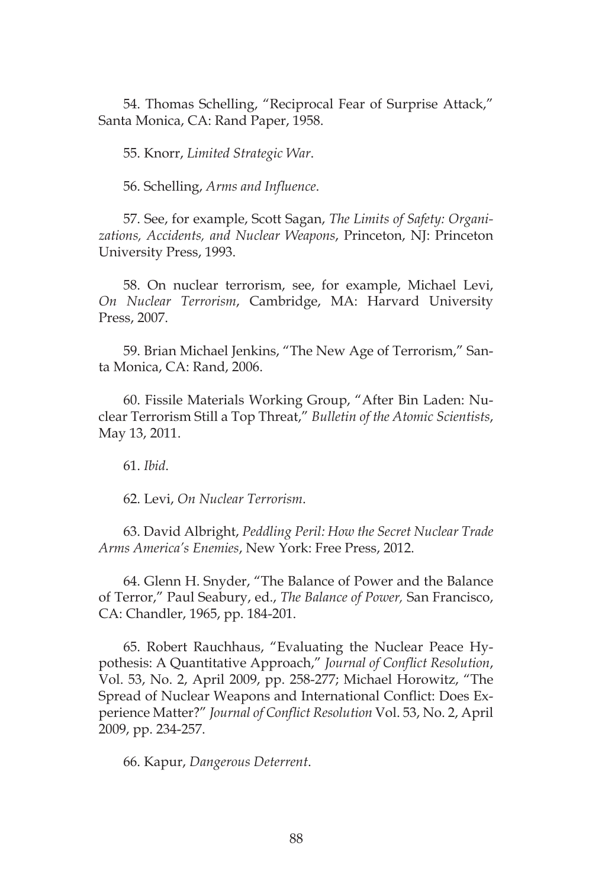54. Thomas Schelling, "Reciprocal Fear of Surprise Attack," Santa Monica, CA: Rand Paper, 1958.

55. Knorr, *Limited Strategic War*.

56. Schelling, *Arms and Influence*.

57. See, for example, Scott Sagan, *The Limits of Safety: Organizations, Accidents, and Nuclear Weapons*, Princeton, NJ: Princeton University Press, 1993.

58. On nuclear terrorism, see, for example, Michael Levi, *On Nuclear Terrorism*, Cambridge, MA: Harvard University Press, 2007.

59. Brian Michael Jenkins, "The New Age of Terrorism," Santa Monica, CA: Rand, 2006.

60. Fissile Materials Working Group, "After Bin Laden: Nuclear Terrorism Still a Top Threat," *Bulletin of the Atomic Scientists*, May 13, 2011.

61. *Ibid*.

62. Levi, *On Nuclear Terrorism*.

63. David Albright, *Peddling Peril: How the Secret Nuclear Trade Arms America's Enemies*, New York: Free Press, 2012.

64. Glenn H. Snyder, "The Balance of Power and the Balance of Terror," Paul Seabury, ed., *The Balance of Power,* San Francisco, CA: Chandler, 1965, pp. 184-201.

65. Robert Rauchhaus, "Evaluating the Nuclear Peace Hypothesis: A Quantitative Approach," *Journal of Conflict Resolution*, Vol. 53, No. 2, April 2009, pp. 258-277; Michael Horowitz, "The Spread of Nuclear Weapons and International Conflict: Does Experience Matter?" *Journal of Conflict Resolution* Vol. 53, No. 2, April 2009, pp. 234-257.

66. Kapur, *Dangerous Deterrent*.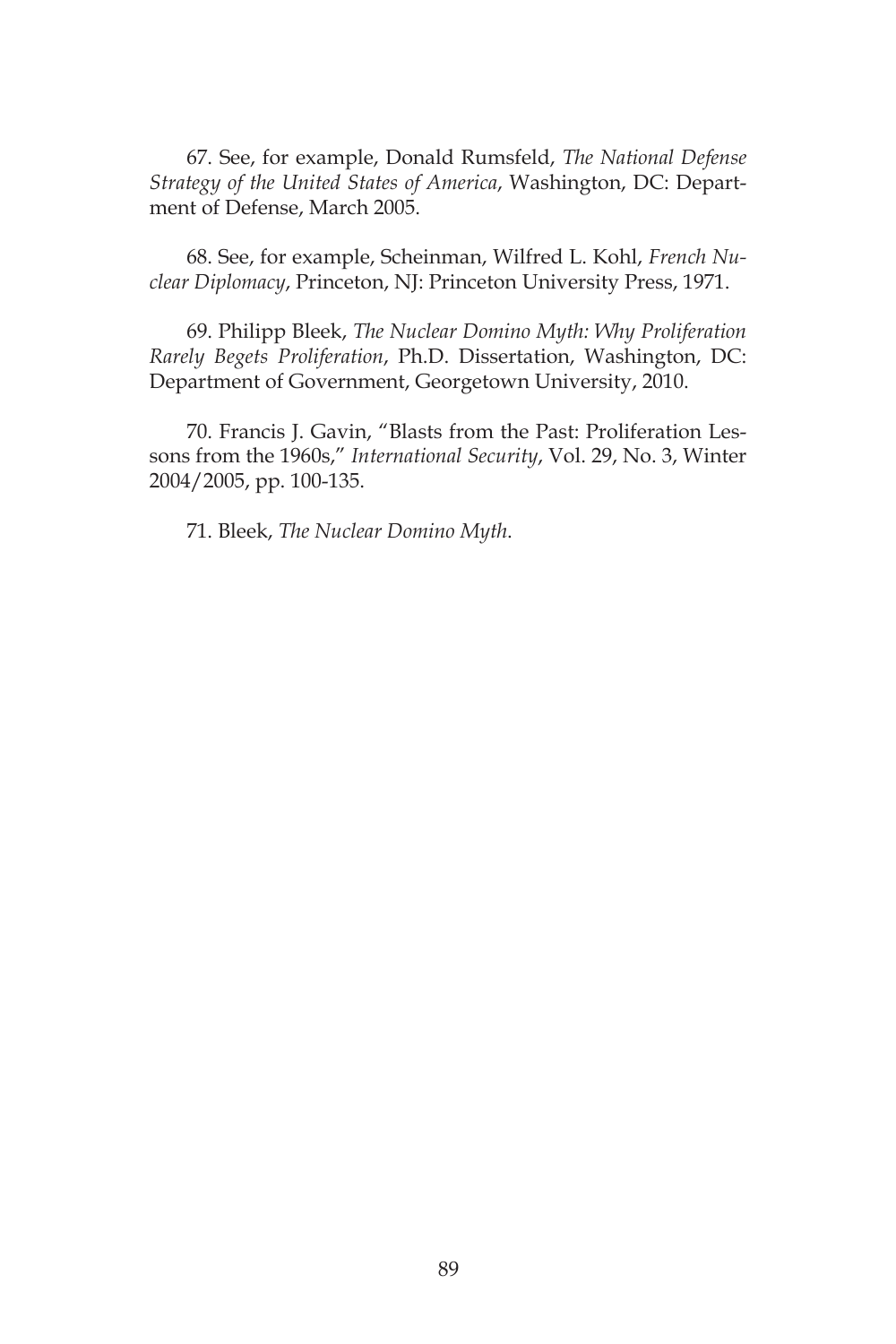67. See, for example, Donald Rumsfeld, *The National Defense Strategy of the United States of America*, Washington, DC: Department of Defense, March 2005.

68. See, for example, Scheinman, Wilfred L. Kohl, *French Nuclear Diplomacy*, Princeton, NJ: Princeton University Press, 1971.

69. Philipp Bleek, *The Nuclear Domino Myth: Why Proliferation Rarely Begets Proliferation*, Ph.D. Dissertation, Washington, DC: Department of Government, Georgetown University, 2010.

70. Francis J. Gavin, "Blasts from the Past: Proliferation Lessons from the 1960s," *International Security*, Vol. 29, No. 3, Winter 2004/2005, pp. 100-135.

71. Bleek, *The Nuclear Domino Myth*.